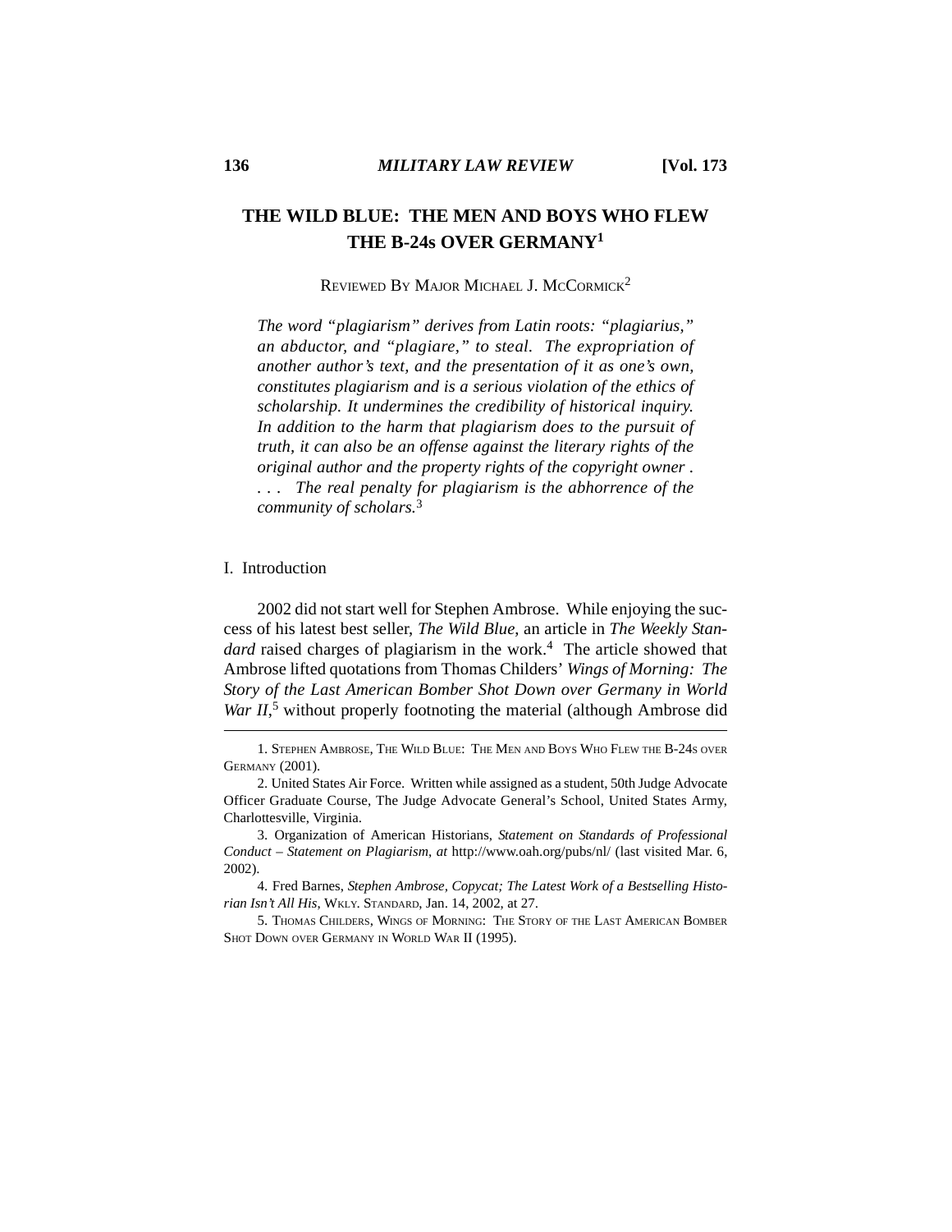# THE WILD BLUE: THE MEN AND BOYS WHO FLEW THE B-24s OVER GERMANY[1]

REVIEWED BY MAJOR MICHAEL J. MCCORMICK[2]

*The word "plagiarism" derives from Latin roots: "plagiarius," an abductor, and "plagiare," to steal. The expropriation of another author's text, and the presentation of it as one's own, constitutes plagiarism and is a serious violation of the ethics of scholarship. It undermines the credibility of historical inquiry. In addition to the harm that plagiarism does to the pursuit of truth, it can also be an offense against the literary rights of the original author and the property rights of the copyright owner . . . . The real penalty for plagiarism is the abhorrence of the community of scholars.*[3]

## I. Introduction

2002 did not start well for Stephen Ambrose. While enjoying the success of his latest best seller, *The Wild Blue*, an article in *The Weekly Standard* raised charges of plagiarism in the work.[4] The article showed that Ambrose lifted quotations from Thomas Childers' *Wings of Morning: The Story of the Last American Bomber Shot Down over Germany in World War II*,[5] without properly footnoting the material (although Ambrose did

---

1. STEPHEN AMBROSE, THE WILD BLUE: THE MEN AND BOYS WHO FLEW THE B-24S OVER GERMANY (2001).

2. United States Air Force. Written while assigned as a student, 50th Judge Advocate Officer Graduate Course, The Judge Advocate General's School, United States Army, Charlottesville, Virginia.

3. Organization of American Historians, *Statement on Standards of Professional Conduct – Statement on Plagiarism*, *at* http://www.oah.org/pubs/nl/ (last visited Mar. 6, 2002).

4. Fred Barnes, *Stephen Ambrose, Copycat; The Latest Work of a Bestselling Historian Isn't All His*, WKLY. STANDARD, Jan. 14, 2002, at 27.

5. THOMAS CHILDERS, WINGS OF MORNING: THE STORY OF THE LAST AMERICAN BOMBER SHOT DOWN OVER GERMANY IN WORLD WAR II (1995).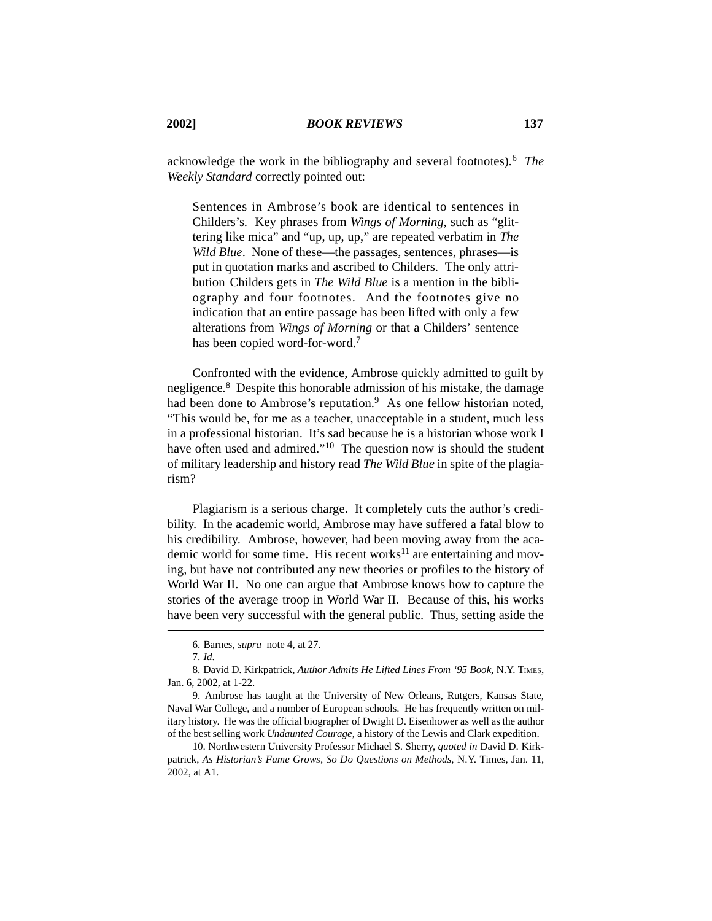acknowledge the work in the bibliography and several footnotes).[6] *The Weekly Standard* correctly pointed out:

> Sentences in Ambrose's book are identical to sentences in Childers's. Key phrases from *Wings of Morning*, such as "glittering like mica" and "up, up, up," are repeated verbatim in *The Wild Blue*. None of these—the passages, sentences, phrases—is put in quotation marks and ascribed to Childers. The only attribution Childers gets in *The Wild Blue* is a mention in the bibliography and four footnotes. And the footnotes give no indication that an entire passage has been lifted with only a few alterations from *Wings of Morning* or that a Childers' sentence has been copied word-for-word.[7]

Confronted with the evidence, Ambrose quickly admitted to guilt by negligence.[8] Despite this honorable admission of his mistake, the damage had been done to Ambrose's reputation.[9] As one fellow historian noted, "This would be, for me as a teacher, unacceptable in a student, much less in a professional historian. It's sad because he is a historian whose work I have often used and admired."[10] The question now is should the student of military leadership and history read *The Wild Blue* in spite of the plagiarism?

Plagiarism is a serious charge. It completely cuts the author's credibility. In the academic world, Ambrose may have suffered a fatal blow to his credibility. Ambrose, however, had been moving away from the academic world for some time. His recent works[11] are entertaining and moving, but have not contributed any new theories or profiles to the history of World War II. No one can argue that Ambrose knows how to capture the stories of the average troop in World War II. Because of this, his works have been very successful with the general public. Thus, setting aside the

---

6. Barnes, *supra* note 4, at 27.

7. *Id*.

8. David D. Kirkpatrick, *Author Admits He Lifted Lines From '95 Book*, N.Y. TIMES, Jan. 6, 2002, at 1-22.

9. Ambrose has taught at the University of New Orleans, Rutgers, Kansas State, Naval War College, and a number of European schools. He has frequently written on military history. He was the official biographer of Dwight D. Eisenhower as well as the author of the best selling work *Undaunted Courage*, a history of the Lewis and Clark expedition.

10. Northwestern University Professor Michael S. Sherry, *quoted in* David D. Kirkpatrick, *As Historian's Fame Grows, So Do Questions on Methods*, N.Y. Times, Jan. 11, 2002, at A1.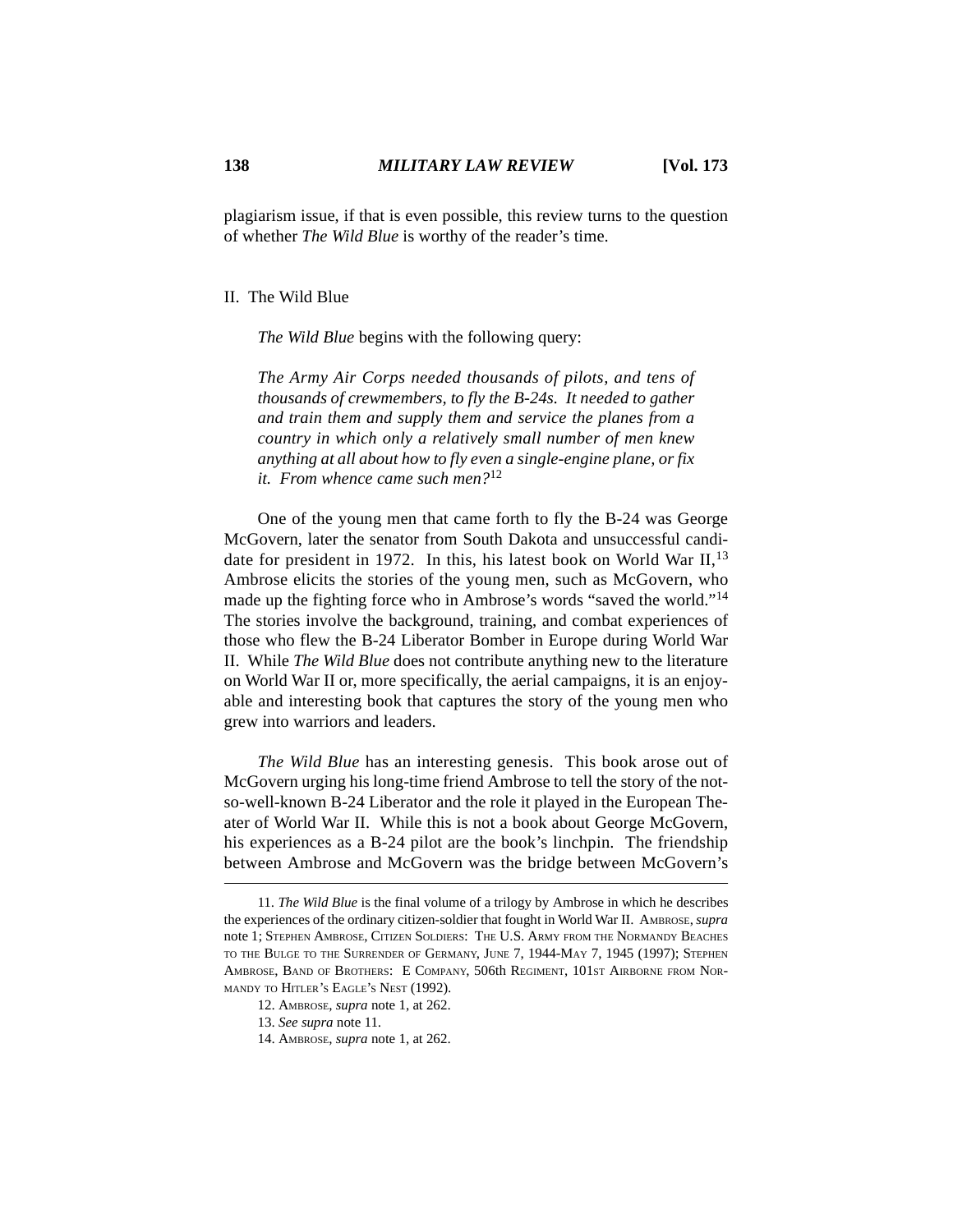plagiarism issue, if that is even possible, this review turns to the question of whether *The Wild Blue* is worthy of the reader's time.

## II. The Wild Blue

*The Wild Blue* begins with the following query:

> *The Army Air Corps needed thousands of pilots, and tens of thousands of crewmembers, to fly the B-24s. It needed to gather and train them and supply them and service the planes from a country in which only a relatively small number of men knew anything at all about how to fly even a single-engine plane, or fix it. From whence came such men?*[12]

One of the young men that came forth to fly the B-24 was George McGovern, later the senator from South Dakota and unsuccessful candidate for president in 1972. In this, his latest book on World War II,[13] Ambrose elicits the stories of the young men, such as McGovern, who made up the fighting force who in Ambrose's words "saved the world."[14] The stories involve the background, training, and combat experiences of those who flew the B-24 Liberator Bomber in Europe during World War II. While *The Wild Blue* does not contribute anything new to the literature on World War II or, more specifically, the aerial campaigns, it is an enjoyable and interesting book that captures the story of the young men who grew into warriors and leaders.

*The Wild Blue* has an interesting genesis. This book arose out of McGovern urging his long-time friend Ambrose to tell the story of the not-so-well-known B-24 Liberator and the role it played in the European Theater of World War II. While this is not a book about George McGovern, his experiences as a B-24 pilot are the book's linchpin. The friendship between Ambrose and McGovern was the bridge between McGovern's

---

11. *The Wild Blue* is the final volume of a trilogy by Ambrose in which he describes the experiences of the ordinary citizen-soldier that fought in World War II. AMBROSE, *supra* note 1; STEPHEN AMBROSE, CITIZEN SOLDIERS: THE U.S. ARMY FROM THE NORMANDY BEACHES TO THE BULGE TO THE SURRENDER OF GERMANY, JUNE 7, 1944-MAY 7, 1945 (1997); STEPHEN AMBROSE, BAND OF BROTHERS: E COMPANY, 506th REGIMENT, 101ST AIRBORNE FROM NORMANDY TO HITLER'S EAGLE'S NEST (1992).

12. AMBROSE, *supra* note 1, at 262.

13. *See supra* note 11.

14. AMBROSE, *supra* note 1, at 262.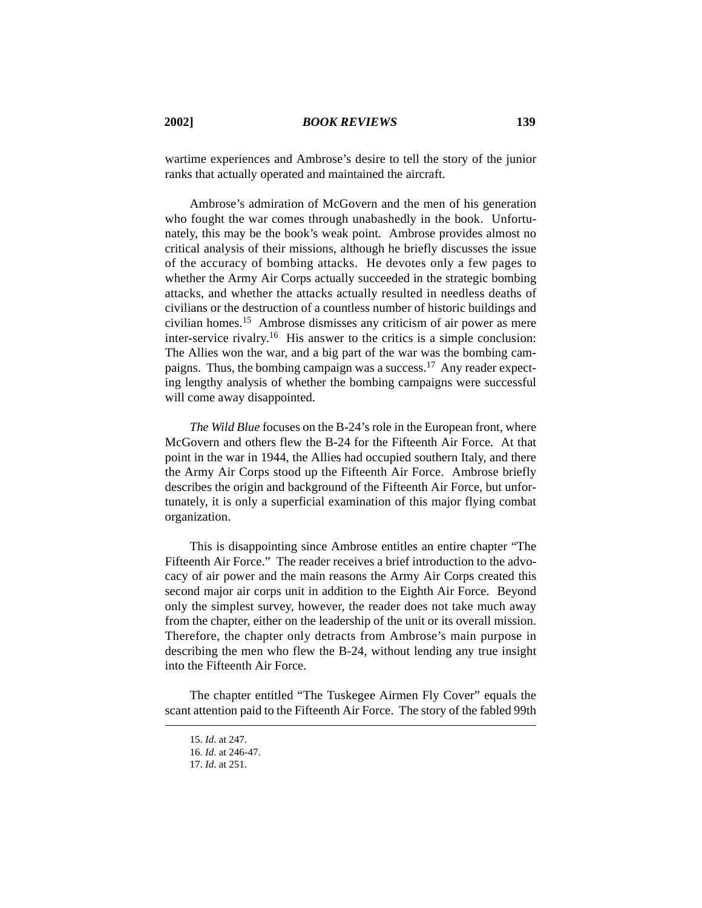wartime experiences and Ambrose's desire to tell the story of the junior ranks that actually operated and maintained the aircraft.

Ambrose's admiration of McGovern and the men of his generation who fought the war comes through unabashedly in the book. Unfortunately, this may be the book's weak point. Ambrose provides almost no critical analysis of their missions, although he briefly discusses the issue of the accuracy of bombing attacks. He devotes only a few pages to whether the Army Air Corps actually succeeded in the strategic bombing attacks, and whether the attacks actually resulted in needless deaths of civilians or the destruction of a countless number of historic buildings and civilian homes.[15] Ambrose dismisses any criticism of air power as mere inter-service rivalry.[16] His answer to the critics is a simple conclusion: The Allies won the war, and a big part of the war was the bombing campaigns. Thus, the bombing campaign was a success.[17] Any reader expecting lengthy analysis of whether the bombing campaigns were successful will come away disappointed.

*The Wild Blue* focuses on the B-24's role in the European front, where McGovern and others flew the B-24 for the Fifteenth Air Force. At that point in the war in 1944, the Allies had occupied southern Italy, and there the Army Air Corps stood up the Fifteenth Air Force. Ambrose briefly describes the origin and background of the Fifteenth Air Force, but unfortunately, it is only a superficial examination of this major flying combat organization.

This is disappointing since Ambrose entitles an entire chapter "The Fifteenth Air Force." The reader receives a brief introduction to the advocacy of air power and the main reasons the Army Air Corps created this second major air corps unit in addition to the Eighth Air Force. Beyond only the simplest survey, however, the reader does not take much away from the chapter, either on the leadership of the unit or its overall mission. Therefore, the chapter only detracts from Ambrose's main purpose in describing the men who flew the B-24, without lending any true insight into the Fifteenth Air Force.

The chapter entitled "The Tuskegee Airmen Fly Cover" equals the scant attention paid to the Fifteenth Air Force. The story of the fabled 99th

15. *Id.* at 247.
16. *Id.* at 246-47.
17. *Id.* at 251.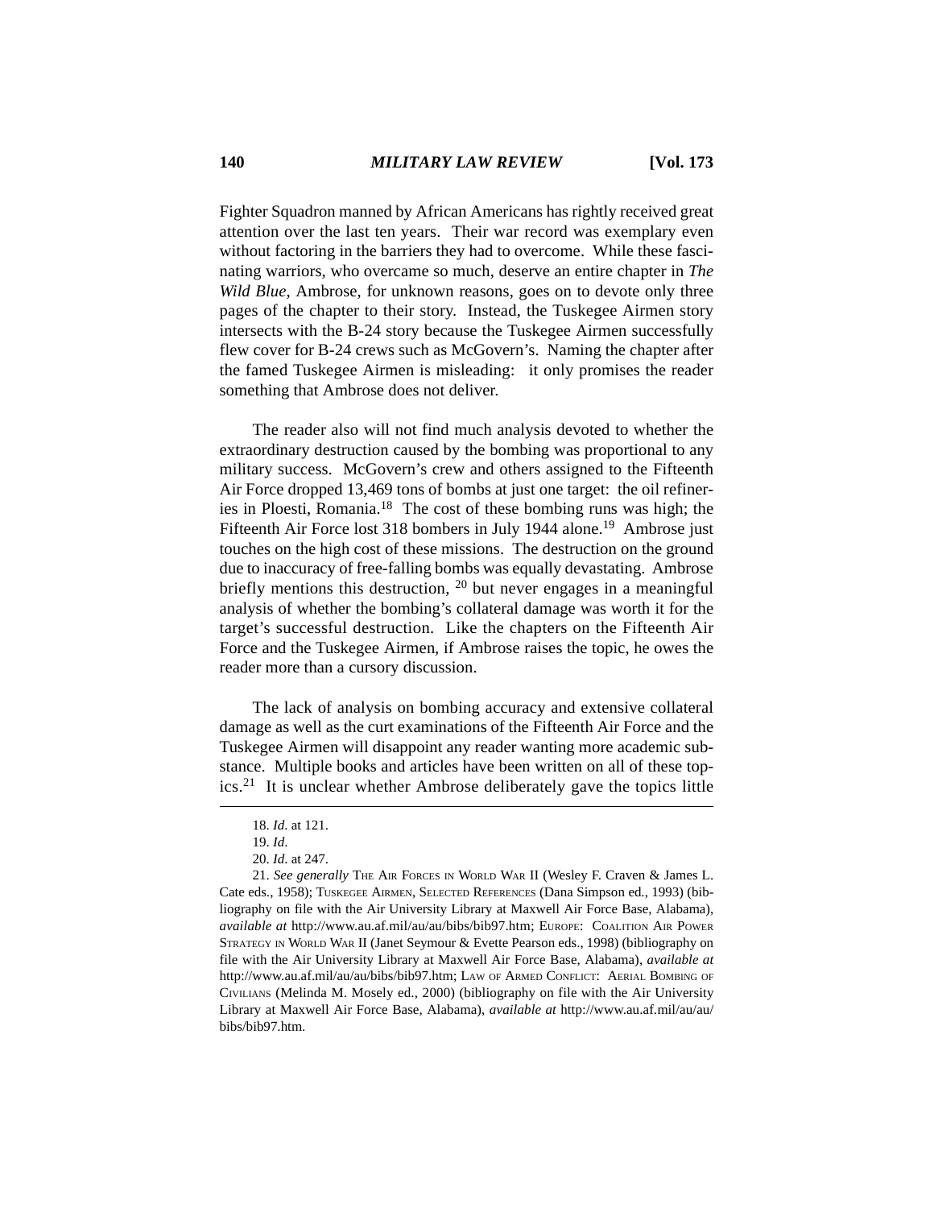Fighter Squadron manned by African Americans has rightly received great attention over the last ten years. Their war record was exemplary even without factoring in the barriers they had to overcome. While these fascinating warriors, who overcame so much, deserve an entire chapter in *The Wild Blue*, Ambrose, for unknown reasons, goes on to devote only three pages of the chapter to their story. Instead, the Tuskegee Airmen story intersects with the B-24 story because the Tuskegee Airmen successfully flew cover for B-24 crews such as McGovern's. Naming the chapter after the famed Tuskegee Airmen is misleading: it only promises the reader something that Ambrose does not deliver.

The reader also will not find much analysis devoted to whether the extraordinary destruction caused by the bombing was proportional to any military success. McGovern's crew and others assigned to the Fifteenth Air Force dropped 13,469 tons of bombs at just one target: the oil refineries in Ploesti, Romania.[18] The cost of these bombing runs was high; the Fifteenth Air Force lost 318 bombers in July 1944 alone.[19] Ambrose just touches on the high cost of these missions. The destruction on the ground due to inaccuracy of free-falling bombs was equally devastating. Ambrose briefly mentions this destruction, [20] but never engages in a meaningful analysis of whether the bombing's collateral damage was worth it for the target's successful destruction. Like the chapters on the Fifteenth Air Force and the Tuskegee Airmen, if Ambrose raises the topic, he owes the reader more than a cursory discussion.

The lack of analysis on bombing accuracy and extensive collateral damage as well as the curt examinations of the Fifteenth Air Force and the Tuskegee Airmen will disappoint any reader wanting more academic substance. Multiple books and articles have been written on all of these topics.[21] It is unclear whether Ambrose deliberately gave the topics little

---

18. *Id.* at 121.

19. *Id.*

20. *Id.* at 247.

21. *See generally* THE AIR FORCES IN WORLD WAR II (Wesley F. Craven & James L. Cate eds., 1958); TUSKEGEE AIRMEN, SELECTED REFERENCES (Dana Simpson ed., 1993) (bibliography on file with the Air University Library at Maxwell Air Force Base, Alabama), *available at* http://www.au.af.mil/au/au/bibs/bib97.htm; EUROPE: COALITION AIR POWER STRATEGY IN WORLD WAR II (Janet Seymour & Evette Pearson eds., 1998) (bibliography on file with the Air University Library at Maxwell Air Force Base, Alabama), *available at* http://www.au.af.mil/au/au/bibs/bib97.htm; LAW OF ARMED CONFLICT: AERIAL BOMBING OF CIVILIANS (Melinda M. Mosely ed., 2000) (bibliography on file with the Air University Library at Maxwell Air Force Base, Alabama), *available at* http://www.au.af.mil/au/au/bibs/bib97.htm.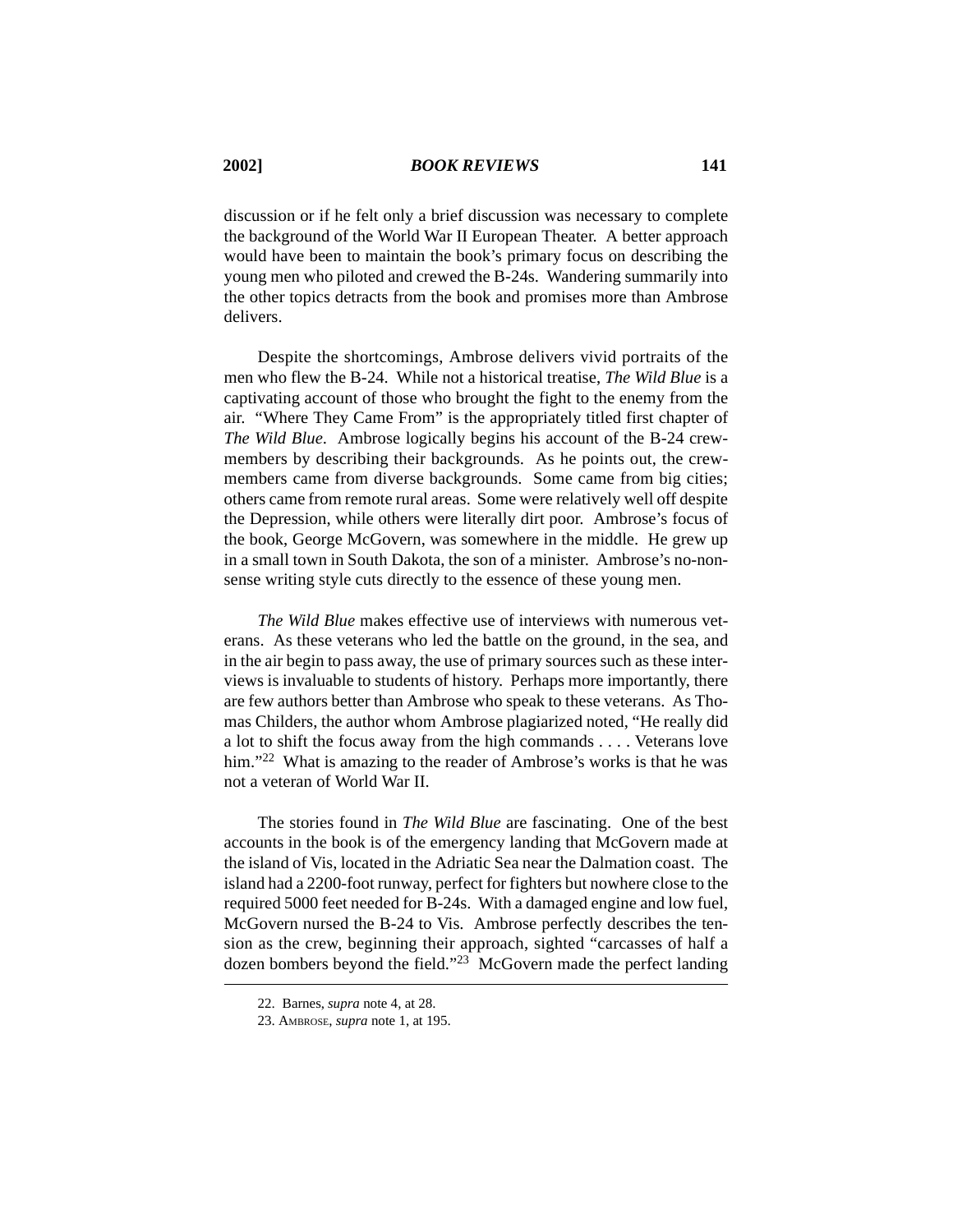discussion or if he felt only a brief discussion was necessary to complete the background of the World War II European Theater. A better approach would have been to maintain the book's primary focus on describing the young men who piloted and crewed the B-24s. Wandering summarily into the other topics detracts from the book and promises more than Ambrose delivers.

Despite the shortcomings, Ambrose delivers vivid portraits of the men who flew the B-24. While not a historical treatise, *The Wild Blue* is a captivating account of those who brought the fight to the enemy from the air. "Where They Came From" is the appropriately titled first chapter of *The Wild Blue*. Ambrose logically begins his account of the B-24 crewmembers by describing their backgrounds. As he points out, the crewmembers came from diverse backgrounds. Some came from big cities; others came from remote rural areas. Some were relatively well off despite the Depression, while others were literally dirt poor. Ambrose's focus of the book, George McGovern, was somewhere in the middle. He grew up in a small town in South Dakota, the son of a minister. Ambrose's no-nonsense writing style cuts directly to the essence of these young men.

*The Wild Blue* makes effective use of interviews with numerous veterans. As these veterans who led the battle on the ground, in the sea, and in the air begin to pass away, the use of primary sources such as these interviews is invaluable to students of history. Perhaps more importantly, there are few authors better than Ambrose who speak to these veterans. As Thomas Childers, the author whom Ambrose plagiarized noted, "He really did a lot to shift the focus away from the high commands . . . . Veterans love him."[22] What is amazing to the reader of Ambrose's works is that he was not a veteran of World War II.

The stories found in *The Wild Blue* are fascinating. One of the best accounts in the book is of the emergency landing that McGovern made at the island of Vis, located in the Adriatic Sea near the Dalmation coast. The island had a 2200-foot runway, perfect for fighters but nowhere close to the required 5000 feet needed for B-24s. With a damaged engine and low fuel, McGovern nursed the B-24 to Vis. Ambrose perfectly describes the tension as the crew, beginning their approach, sighted "carcasses of half a dozen bombers beyond the field."[23] McGovern made the perfect landing

---

22. Barnes, *supra* note 4, at 28.

23. Ambrose, *supra* note 1, at 195.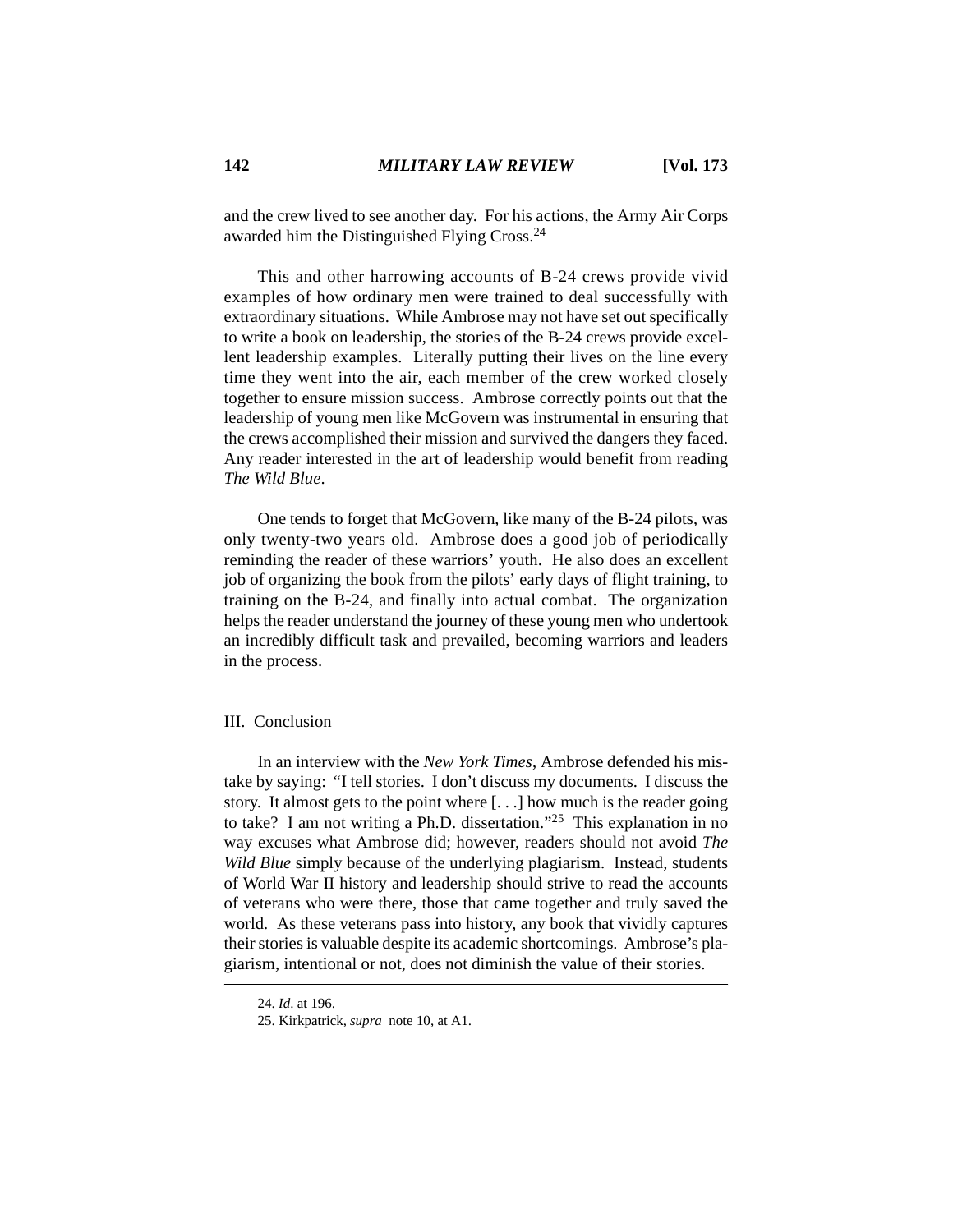and the crew lived to see another day. For his actions, the Army Air Corps awarded him the Distinguished Flying Cross.[24]

This and other harrowing accounts of B-24 crews provide vivid examples of how ordinary men were trained to deal successfully with extraordinary situations. While Ambrose may not have set out specifically to write a book on leadership, the stories of the B-24 crews provide excellent leadership examples. Literally putting their lives on the line every time they went into the air, each member of the crew worked closely together to ensure mission success. Ambrose correctly points out that the leadership of young men like McGovern was instrumental in ensuring that the crews accomplished their mission and survived the dangers they faced. Any reader interested in the art of leadership would benefit from reading *The Wild Blue*.

One tends to forget that McGovern, like many of the B-24 pilots, was only twenty-two years old. Ambrose does a good job of periodically reminding the reader of these warriors' youth. He also does an excellent job of organizing the book from the pilots' early days of flight training, to training on the B-24, and finally into actual combat. The organization helps the reader understand the journey of these young men who undertook an incredibly difficult task and prevailed, becoming warriors and leaders in the process.

## III. Conclusion

In an interview with the *New York Times*, Ambrose defended his mistake by saying: "I tell stories. I don't discuss my documents. I discuss the story. It almost gets to the point where [. . .] how much is the reader going to take? I am not writing a Ph.D. dissertation."[25] This explanation in no way excuses what Ambrose did; however, readers should not avoid *The Wild Blue* simply because of the underlying plagiarism. Instead, students of World War II history and leadership should strive to read the accounts of veterans who were there, those that came together and truly saved the world. As these veterans pass into history, any book that vividly captures their stories is valuable despite its academic shortcomings. Ambrose's plagiarism, intentional or not, does not diminish the value of their stories.

---

24. *Id*. at 196.

25. Kirkpatrick, *supra* note 10, at A1.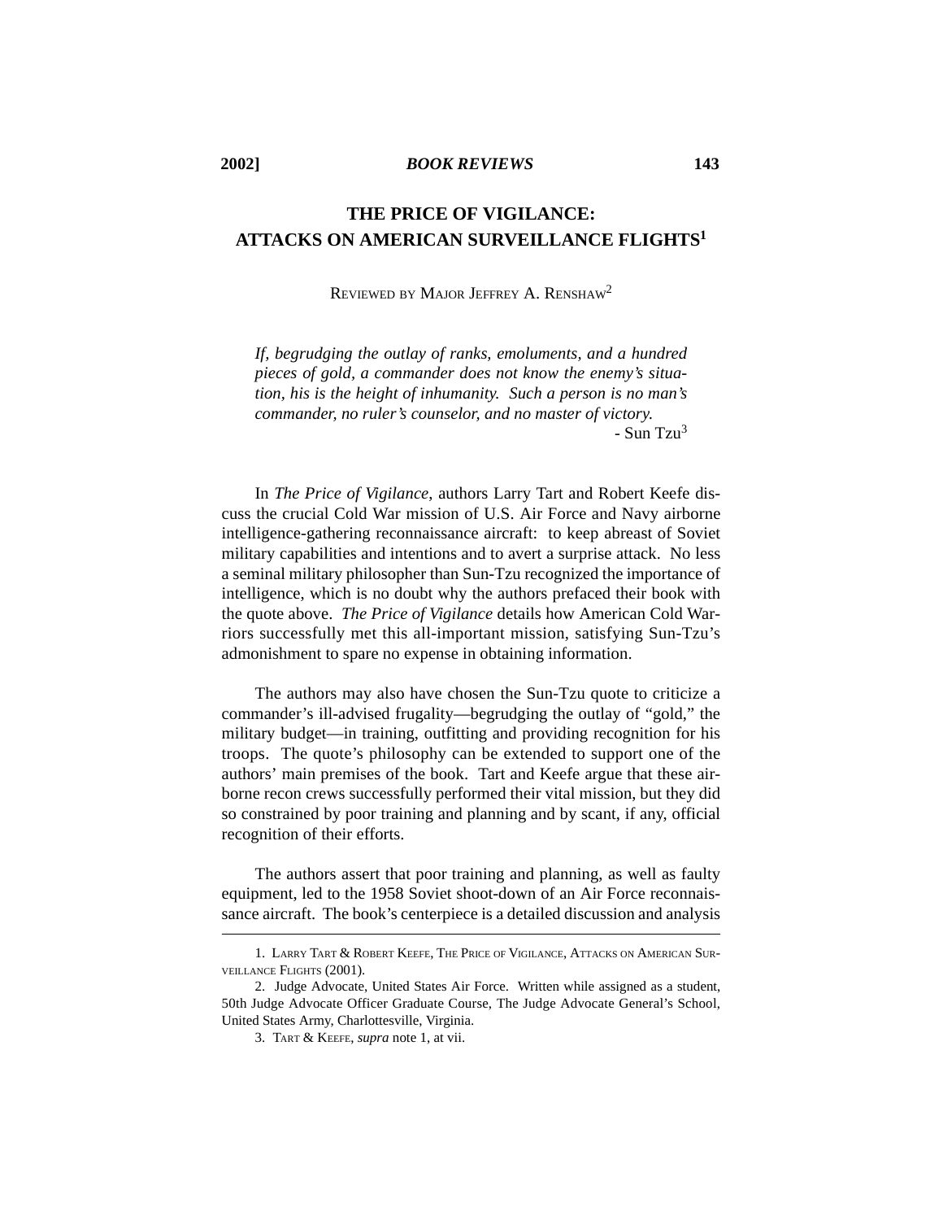# THE PRICE OF VIGILANCE: ATTACKS ON AMERICAN SURVEILLANCE FLIGHTS[1]

REVIEWED BY MAJOR JEFFREY A. RENSHAW[2]

> *If, begrudging the outlay of ranks, emoluments, and a hundred pieces of gold, a commander does not know the enemy's situation, his is the height of inhumanity. Such a person is no man's commander, no ruler's counselor, and no master of victory.*
>
> \- Sun Tzu[3]

In *The Price of Vigilance*, authors Larry Tart and Robert Keefe discuss the crucial Cold War mission of U.S. Air Force and Navy airborne intelligence-gathering reconnaissance aircraft: to keep abreast of Soviet military capabilities and intentions and to avert a surprise attack. No less a seminal military philosopher than Sun-Tzu recognized the importance of intelligence, which is no doubt why the authors prefaced their book with the quote above. *The Price of Vigilance* details how American Cold Warriors successfully met this all-important mission, satisfying Sun-Tzu's admonishment to spare no expense in obtaining information.

The authors may also have chosen the Sun-Tzu quote to criticize a commander's ill-advised frugality—begrudging the outlay of "gold," the military budget—in training, outfitting and providing recognition for his troops. The quote's philosophy can be extended to support one of the authors' main premises of the book. Tart and Keefe argue that these airborne recon crews successfully performed their vital mission, but they did so constrained by poor training and planning and by scant, if any, official recognition of their efforts.

The authors assert that poor training and planning, as well as faulty equipment, led to the 1958 Soviet shoot-down of an Air Force reconnaissance aircraft. The book's centerpiece is a detailed discussion and analysis

---

1. LARRY TART & ROBERT KEEFE, THE PRICE OF VIGILANCE, ATTACKS ON AMERICAN SURVEILLANCE FLIGHTS (2001).

2. Judge Advocate, United States Air Force. Written while assigned as a student, 50th Judge Advocate Officer Graduate Course, The Judge Advocate General's School, United States Army, Charlottesville, Virginia.

3. TART & KEEFE, *supra* note 1, at vii.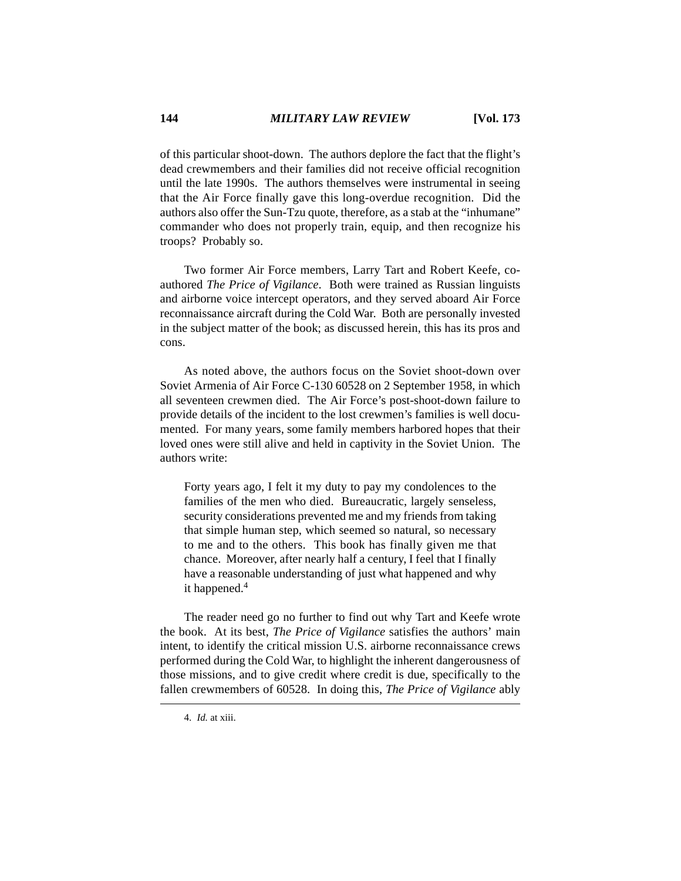of this particular shoot-down. The authors deplore the fact that the flight's dead crewmembers and their families did not receive official recognition until the late 1990s. The authors themselves were instrumental in seeing that the Air Force finally gave this long-overdue recognition. Did the authors also offer the Sun-Tzu quote, therefore, as a stab at the "inhumane" commander who does not properly train, equip, and then recognize his troops? Probably so.

Two former Air Force members, Larry Tart and Robert Keefe, co-authored *The Price of Vigilance*. Both were trained as Russian linguists and airborne voice intercept operators, and they served aboard Air Force reconnaissance aircraft during the Cold War. Both are personally invested in the subject matter of the book; as discussed herein, this has its pros and cons.

As noted above, the authors focus on the Soviet shoot-down over Soviet Armenia of Air Force C-130 60528 on 2 September 1958, in which all seventeen crewmen died. The Air Force's post-shoot-down failure to provide details of the incident to the lost crewmen's families is well documented. For many years, some family members harbored hopes that their loved ones were still alive and held in captivity in the Soviet Union. The authors write:

> Forty years ago, I felt it my duty to pay my condolences to the families of the men who died. Bureaucratic, largely senseless, security considerations prevented me and my friends from taking that simple human step, which seemed so natural, so necessary to me and to the others. This book has finally given me that chance. Moreover, after nearly half a century, I feel that I finally have a reasonable understanding of just what happened and why it happened.[4]

The reader need go no further to find out why Tart and Keefe wrote the book. At its best, *The Price of Vigilance* satisfies the authors' main intent, to identify the critical mission U.S. airborne reconnaissance crews performed during the Cold War, to highlight the inherent dangerousness of those missions, and to give credit where credit is due, specifically to the fallen crewmembers of 60528. In doing this, *The Price of Vigilance* ably

---

4. *Id.* at xiii.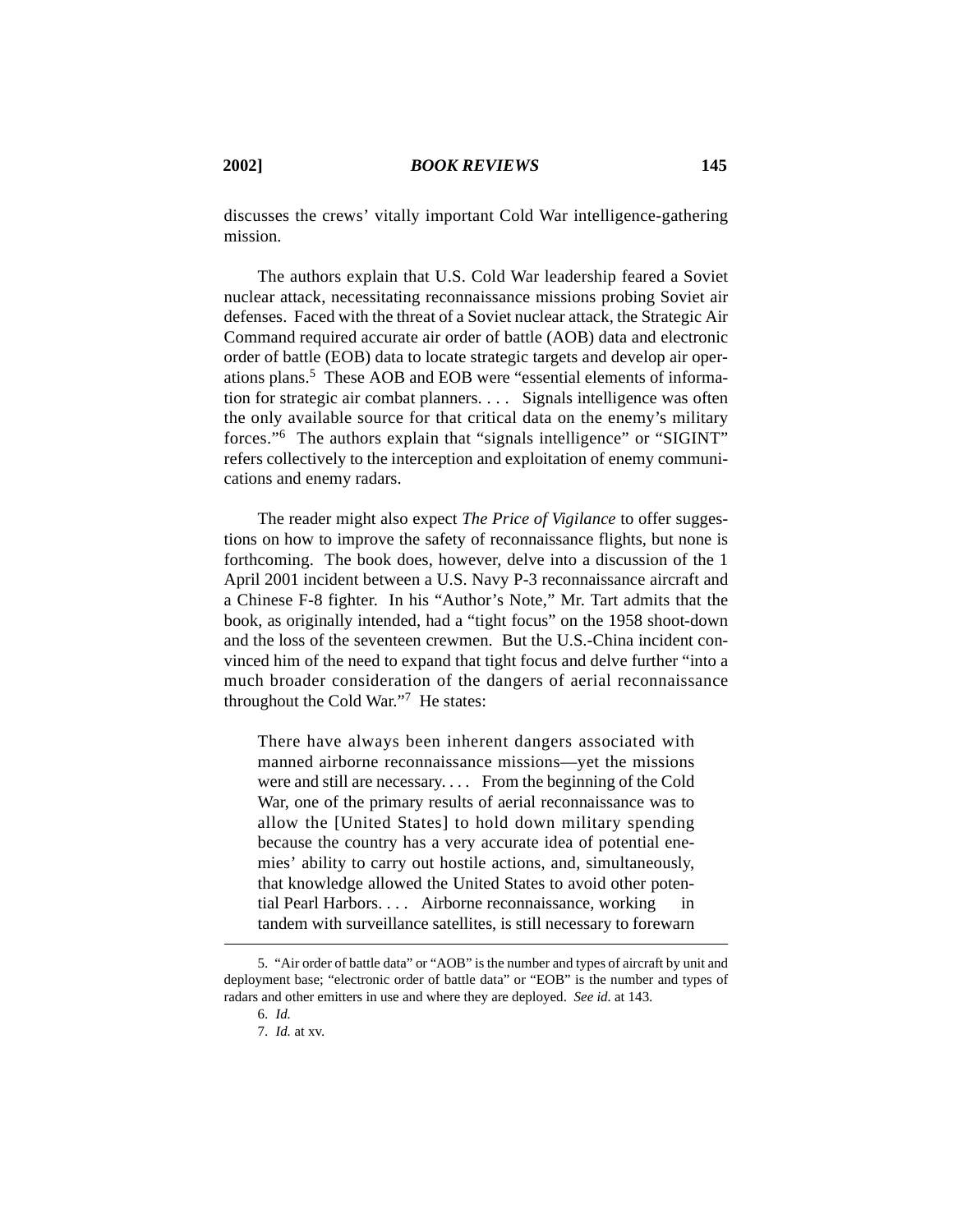discusses the crews' vitally important Cold War intelligence-gathering mission.

The authors explain that U.S. Cold War leadership feared a Soviet nuclear attack, necessitating reconnaissance missions probing Soviet air defenses. Faced with the threat of a Soviet nuclear attack, the Strategic Air Command required accurate air order of battle (AOB) data and electronic order of battle (EOB) data to locate strategic targets and develop air operations plans.[5] These AOB and EOB were "essential elements of information for strategic air combat planners. . . . Signals intelligence was often the only available source for that critical data on the enemy's military forces."[6] The authors explain that "signals intelligence" or "SIGINT" refers collectively to the interception and exploitation of enemy communications and enemy radars.

The reader might also expect *The Price of Vigilance* to offer suggestions on how to improve the safety of reconnaissance flights, but none is forthcoming. The book does, however, delve into a discussion of the 1 April 2001 incident between a U.S. Navy P-3 reconnaissance aircraft and a Chinese F-8 fighter. In his "Author's Note," Mr. Tart admits that the book, as originally intended, had a "tight focus" on the 1958 shoot-down and the loss of the seventeen crewmen. But the U.S.-China incident convinced him of the need to expand that tight focus and delve further "into a much broader consideration of the dangers of aerial reconnaissance throughout the Cold War."[7] He states:

> There have always been inherent dangers associated with manned airborne reconnaissance missions—yet the missions were and still are necessary. . . . From the beginning of the Cold War, one of the primary results of aerial reconnaissance was to allow the [United States] to hold down military spending because the country has a very accurate idea of potential enemies' ability to carry out hostile actions, and, simultaneously, that knowledge allowed the United States to avoid other potential Pearl Harbors. . . . Airborne reconnaissance, working in tandem with surveillance satellites, is still necessary to forewarn

---

5. "Air order of battle data" or "AOB" is the number and types of aircraft by unit and deployment base; "electronic order of battle data" or "EOB" is the number and types of radars and other emitters in use and where they are deployed. *See id.* at 143.

6. *Id.*

7. *Id.* at xv.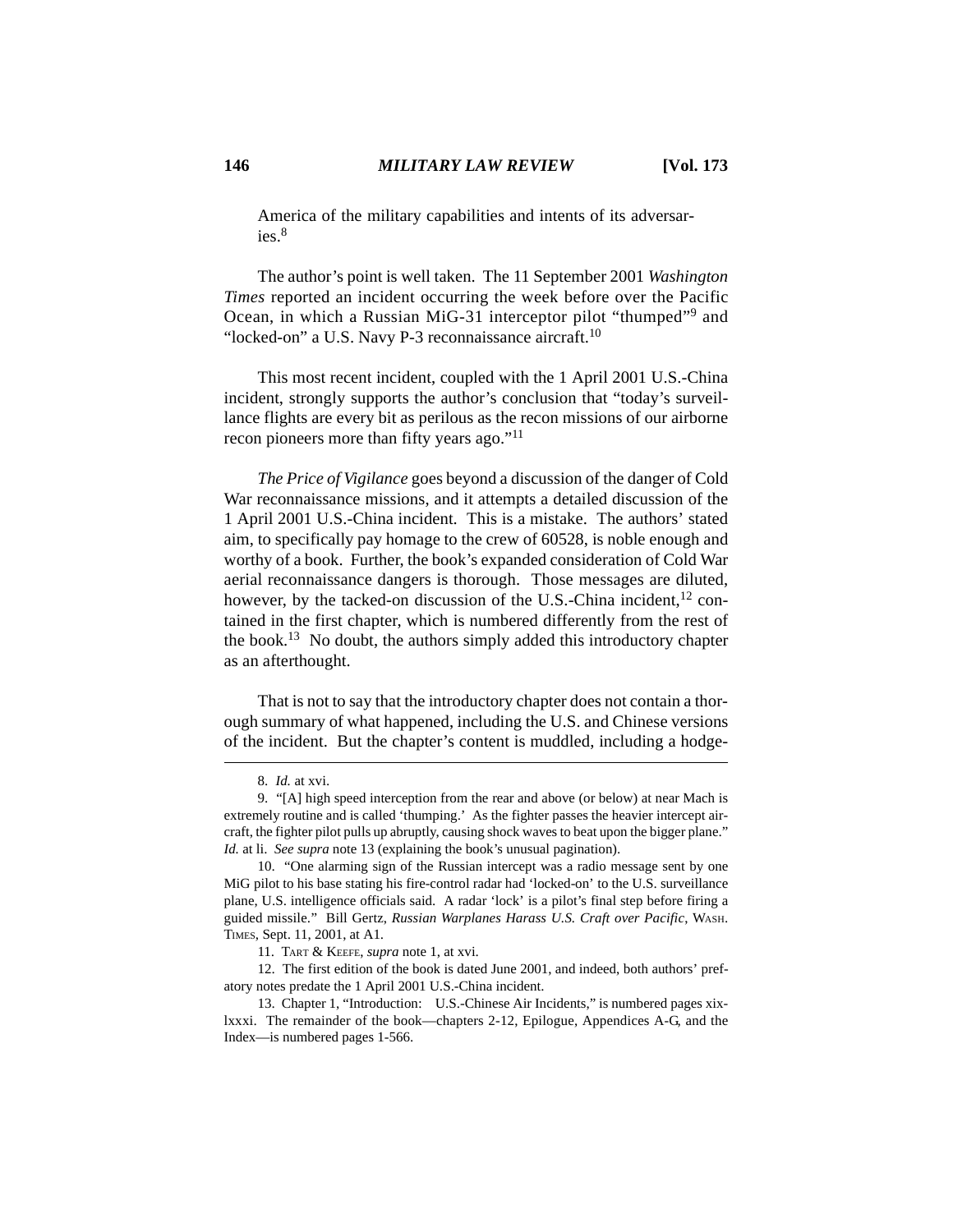America of the military capabilities and intents of its adversaries.[8]

The author's point is well taken. The 11 September 2001 *Washington Times* reported an incident occurring the week before over the Pacific Ocean, in which a Russian MiG-31 interceptor pilot "thumped"[9] and "locked-on" a U.S. Navy P-3 reconnaissance aircraft.[10]

This most recent incident, coupled with the 1 April 2001 U.S.-China incident, strongly supports the author's conclusion that "today's surveillance flights are every bit as perilous as the recon missions of our airborne recon pioneers more than fifty years ago."[11]

*The Price of Vigilance* goes beyond a discussion of the danger of Cold War reconnaissance missions, and it attempts a detailed discussion of the 1 April 2001 U.S.-China incident. This is a mistake. The authors' stated aim, to specifically pay homage to the crew of 60528, is noble enough and worthy of a book. Further, the book's expanded consideration of Cold War aerial reconnaissance dangers is thorough. Those messages are diluted, however, by the tacked-on discussion of the U.S.-China incident,[12] contained in the first chapter, which is numbered differently from the rest of the book.[13] No doubt, the authors simply added this introductory chapter as an afterthought.

That is not to say that the introductory chapter does not contain a thorough summary of what happened, including the U.S. and Chinese versions of the incident. But the chapter's content is muddled, including a hodge-

---

8. *Id.* at xvi.

9. "[A] high speed interception from the rear and above (or below) at near Mach is extremely routine and is called 'thumping.' As the fighter passes the heavier intercept aircraft, the fighter pilot pulls up abruptly, causing shock waves to beat upon the bigger plane." *Id.* at li. *See supra* note 13 (explaining the book's unusual pagination).

10. "One alarming sign of the Russian intercept was a radio message sent by one MiG pilot to his base stating his fire-control radar had 'locked-on' to the U.S. surveillance plane, U.S. intelligence officials said. A radar 'lock' is a pilot's final step before firing a guided missile." Bill Gertz, *Russian Warplanes Harass U.S. Craft over Pacific*, WASH. TIMES, Sept. 11, 2001, at A1.

11. TART & KEEFE, *supra* note 1, at xvi.

12. The first edition of the book is dated June 2001, and indeed, both authors' prefatory notes predate the 1 April 2001 U.S.-China incident.

13. Chapter 1, "Introduction: U.S.-Chinese Air Incidents," is numbered pages xix-lxxxi. The remainder of the book—chapters 2-12, Epilogue, Appendices A-G, and the Index—is numbered pages 1-566.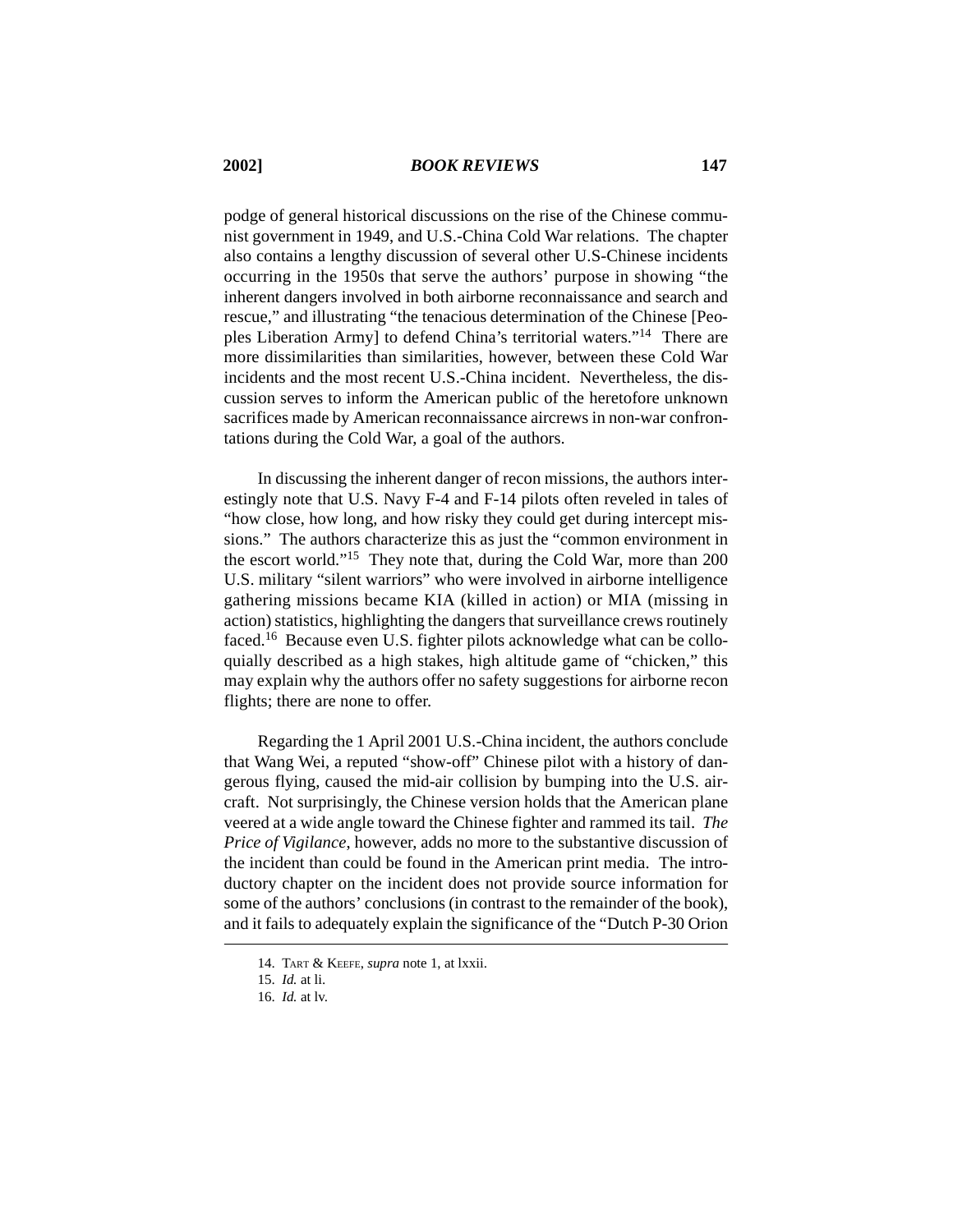podge of general historical discussions on the rise of the Chinese communist government in 1949, and U.S.-China Cold War relations. The chapter also contains a lengthy discussion of several other U.S-Chinese incidents occurring in the 1950s that serve the authors' purpose in showing "the inherent dangers involved in both airborne reconnaissance and search and rescue," and illustrating "the tenacious determination of the Chinese [Peoples Liberation Army] to defend China's territorial waters."[14] There are more dissimilarities than similarities, however, between these Cold War incidents and the most recent U.S.-China incident. Nevertheless, the discussion serves to inform the American public of the heretofore unknown sacrifices made by American reconnaissance aircrews in non-war confrontations during the Cold War, a goal of the authors.

In discussing the inherent danger of recon missions, the authors interestingly note that U.S. Navy F-4 and F-14 pilots often reveled in tales of "how close, how long, and how risky they could get during intercept missions." The authors characterize this as just the "common environment in the escort world."[15] They note that, during the Cold War, more than 200 U.S. military "silent warriors" who were involved in airborne intelligence gathering missions became KIA (killed in action) or MIA (missing in action) statistics, highlighting the dangers that surveillance crews routinely faced.[16] Because even U.S. fighter pilots acknowledge what can be colloquially described as a high stakes, high altitude game of "chicken," this may explain why the authors offer no safety suggestions for airborne recon flights; there are none to offer.

Regarding the 1 April 2001 U.S.-China incident, the authors conclude that Wang Wei, a reputed "show-off" Chinese pilot with a history of dangerous flying, caused the mid-air collision by bumping into the U.S. aircraft. Not surprisingly, the Chinese version holds that the American plane veered at a wide angle toward the Chinese fighter and rammed its tail. *The Price of Vigilance*, however, adds no more to the substantive discussion of the incident than could be found in the American print media. The introductory chapter on the incident does not provide source information for some of the authors' conclusions (in contrast to the remainder of the book), and it fails to adequately explain the significance of the "Dutch P-30 Orion

---

14. TART & KEEFE, *supra* note 1, at lxxii.

15. *Id.* at li.

16. *Id.* at lv.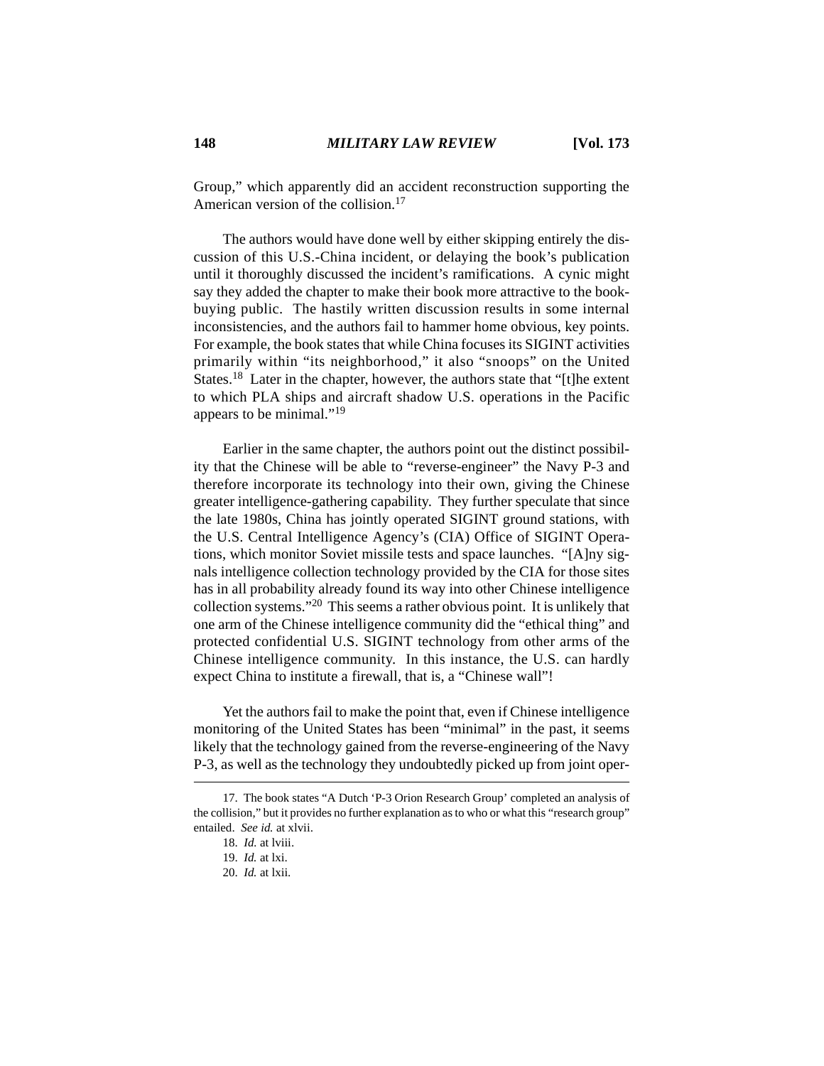Group," which apparently did an accident reconstruction supporting the American version of the collision.[17]

The authors would have done well by either skipping entirely the discussion of this U.S.-China incident, or delaying the book's publication until it thoroughly discussed the incident's ramifications. A cynic might say they added the chapter to make their book more attractive to the book-buying public. The hastily written discussion results in some internal inconsistencies, and the authors fail to hammer home obvious, key points. For example, the book states that while China focuses its SIGINT activities primarily within "its neighborhood," it also "snoops" on the United States.[18] Later in the chapter, however, the authors state that "[t]he extent to which PLA ships and aircraft shadow U.S. operations in the Pacific appears to be minimal."[19]

Earlier in the same chapter, the authors point out the distinct possibility that the Chinese will be able to "reverse-engineer" the Navy P-3 and therefore incorporate its technology into their own, giving the Chinese greater intelligence-gathering capability. They further speculate that since the late 1980s, China has jointly operated SIGINT ground stations, with the U.S. Central Intelligence Agency's (CIA) Office of SIGINT Operations, which monitor Soviet missile tests and space launches. "[A]ny signals intelligence collection technology provided by the CIA for those sites has in all probability already found its way into other Chinese intelligence collection systems."[20] This seems a rather obvious point. It is unlikely that one arm of the Chinese intelligence community did the "ethical thing" and protected confidential U.S. SIGINT technology from other arms of the Chinese intelligence community. In this instance, the U.S. can hardly expect China to institute a firewall, that is, a "Chinese wall"!

Yet the authors fail to make the point that, even if Chinese intelligence monitoring of the United States has been "minimal" in the past, it seems likely that the technology gained from the reverse-engineering of the Navy P-3, as well as the technology they undoubtedly picked up from joint oper-

---

17. The book states "A Dutch 'P-3 Orion Research Group' completed an analysis of the collision," but it provides no further explanation as to who or what this "research group" entailed. *See id.* at xlvii.

18. *Id.* at lviii.

19. *Id.* at lxi.

20. *Id.* at lxii.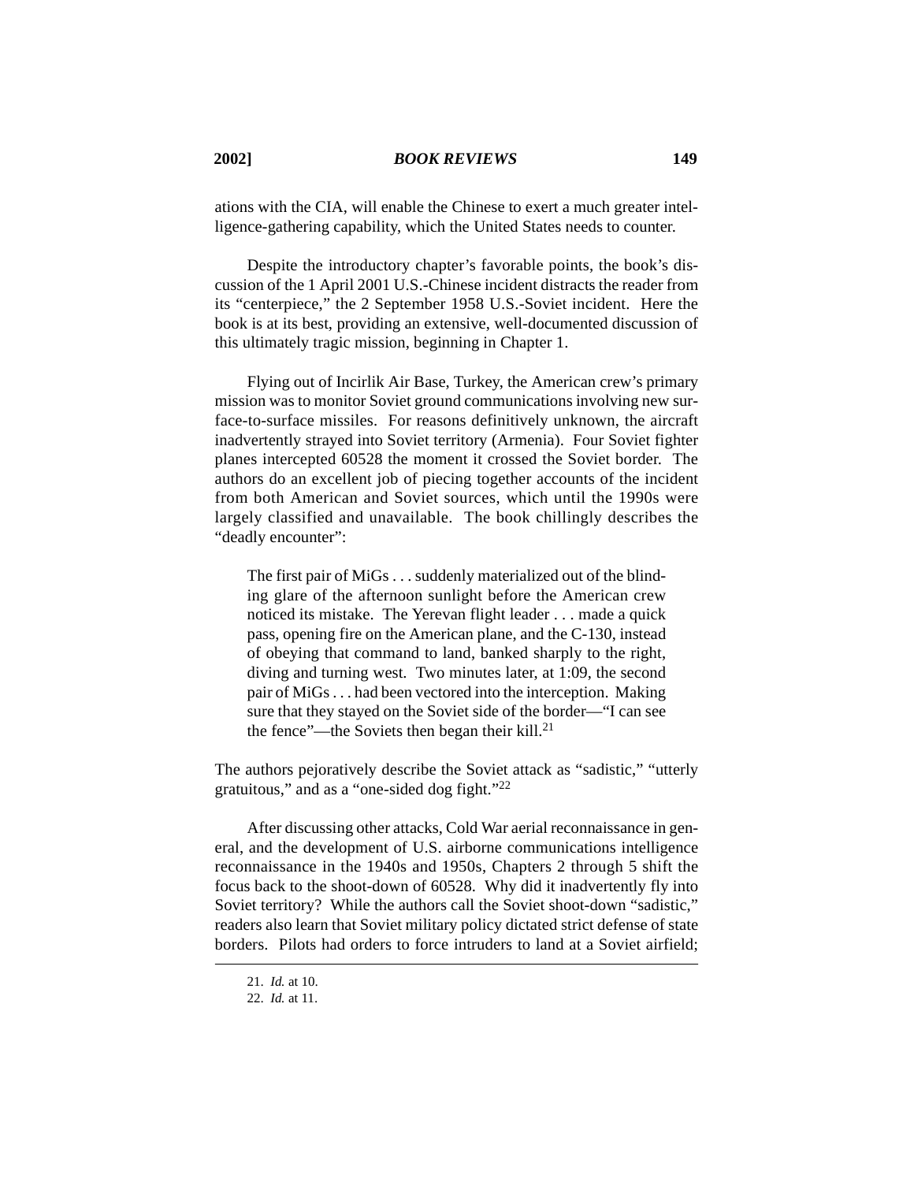ations with the CIA, will enable the Chinese to exert a much greater intelligence-gathering capability, which the United States needs to counter.

Despite the introductory chapter's favorable points, the book's discussion of the 1 April 2001 U.S.-Chinese incident distracts the reader from its "centerpiece," the 2 September 1958 U.S.-Soviet incident. Here the book is at its best, providing an extensive, well-documented discussion of this ultimately tragic mission, beginning in Chapter 1.

Flying out of Incirlik Air Base, Turkey, the American crew's primary mission was to monitor Soviet ground communications involving new surface-to-surface missiles. For reasons definitively unknown, the aircraft inadvertently strayed into Soviet territory (Armenia). Four Soviet fighter planes intercepted 60528 the moment it crossed the Soviet border. The authors do an excellent job of piecing together accounts of the incident from both American and Soviet sources, which until the 1990s were largely classified and unavailable. The book chillingly describes the "deadly encounter":

> The first pair of MiGs . . . suddenly materialized out of the blinding glare of the afternoon sunlight before the American crew noticed its mistake. The Yerevan flight leader . . . made a quick pass, opening fire on the American plane, and the C-130, instead of obeying that command to land, banked sharply to the right, diving and turning west. Two minutes later, at 1:09, the second pair of MiGs . . . had been vectored into the interception. Making sure that they stayed on the Soviet side of the border—"I can see the fence"—the Soviets then began their kill.[21]

The authors pejoratively describe the Soviet attack as "sadistic," "utterly gratuitous," and as a "one-sided dog fight."[22]

After discussing other attacks, Cold War aerial reconnaissance in general, and the development of U.S. airborne communications intelligence reconnaissance in the 1940s and 1950s, Chapters 2 through 5 shift the focus back to the shoot-down of 60528. Why did it inadvertently fly into Soviet territory? While the authors call the Soviet shoot-down "sadistic," readers also learn that Soviet military policy dictated strict defense of state borders. Pilots had orders to force intruders to land at a Soviet airfield;

---

21. *Id.* at 10.

22. *Id.* at 11.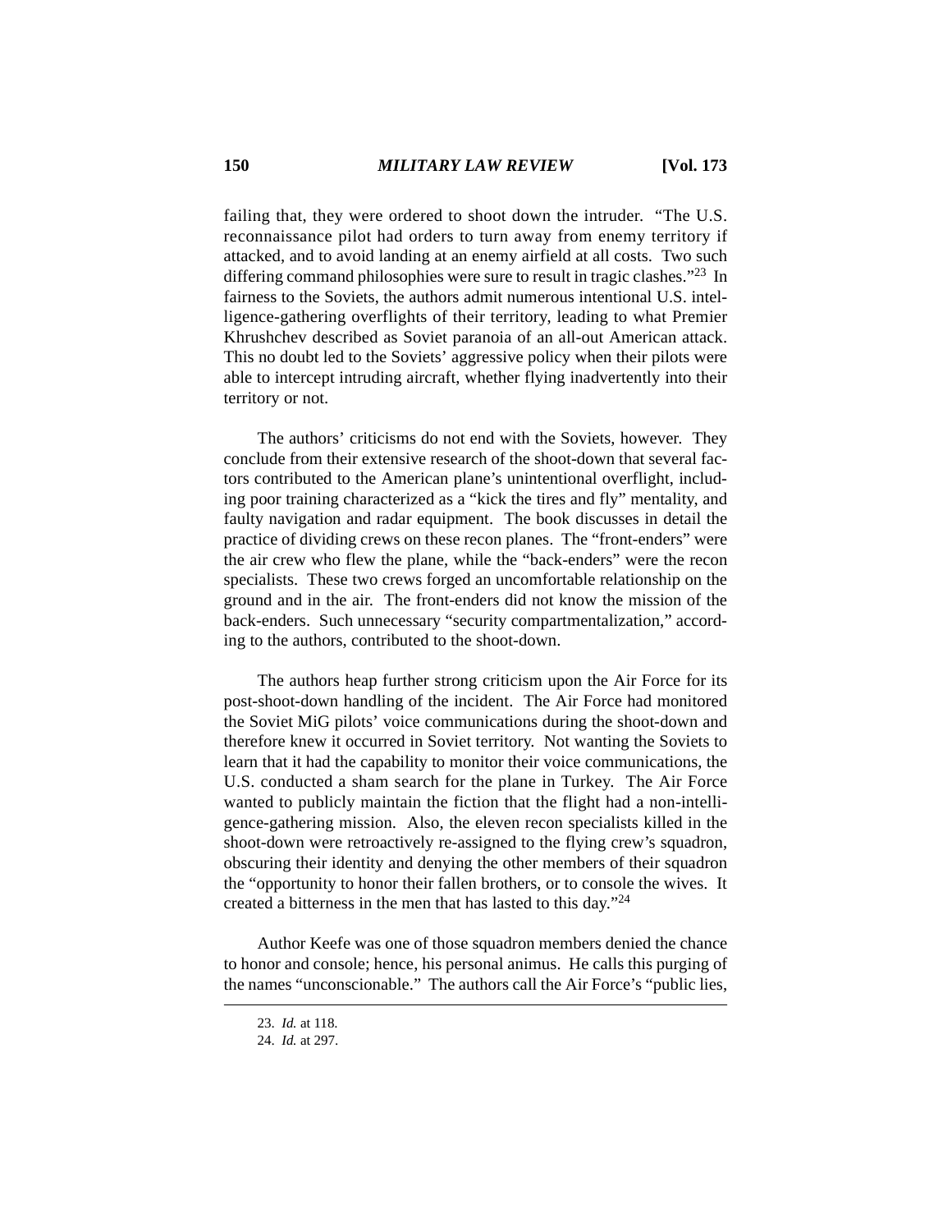failing that, they were ordered to shoot down the intruder. "The U.S. reconnaissance pilot had orders to turn away from enemy territory if attacked, and to avoid landing at an enemy airfield at all costs. Two such differing command philosophies were sure to result in tragic clashes."[23] In fairness to the Soviets, the authors admit numerous intentional U.S. intelligence-gathering overflights of their territory, leading to what Premier Khrushchev described as Soviet paranoia of an all-out American attack. This no doubt led to the Soviets' aggressive policy when their pilots were able to intercept intruding aircraft, whether flying inadvertently into their territory or not.

The authors' criticisms do not end with the Soviets, however. They conclude from their extensive research of the shoot-down that several factors contributed to the American plane's unintentional overflight, including poor training characterized as a "kick the tires and fly" mentality, and faulty navigation and radar equipment. The book discusses in detail the practice of dividing crews on these recon planes. The "front-enders" were the air crew who flew the plane, while the "back-enders" were the recon specialists. These two crews forged an uncomfortable relationship on the ground and in the air. The front-enders did not know the mission of the back-enders. Such unnecessary "security compartmentalization," according to the authors, contributed to the shoot-down.

The authors heap further strong criticism upon the Air Force for its post-shoot-down handling of the incident. The Air Force had monitored the Soviet MiG pilots' voice communications during the shoot-down and therefore knew it occurred in Soviet territory. Not wanting the Soviets to learn that it had the capability to monitor their voice communications, the U.S. conducted a sham search for the plane in Turkey. The Air Force wanted to publicly maintain the fiction that the flight had a non-intelligence-gathering mission. Also, the eleven recon specialists killed in the shoot-down were retroactively re-assigned to the flying crew's squadron, obscuring their identity and denying the other members of their squadron the "opportunity to honor their fallen brothers, or to console the wives. It created a bitterness in the men that has lasted to this day."[24]

Author Keefe was one of those squadron members denied the chance to honor and console; hence, his personal animus. He calls this purging of the names "unconscionable." The authors call the Air Force's "public lies,

23. *Id.* at 118.

24. *Id.* at 297.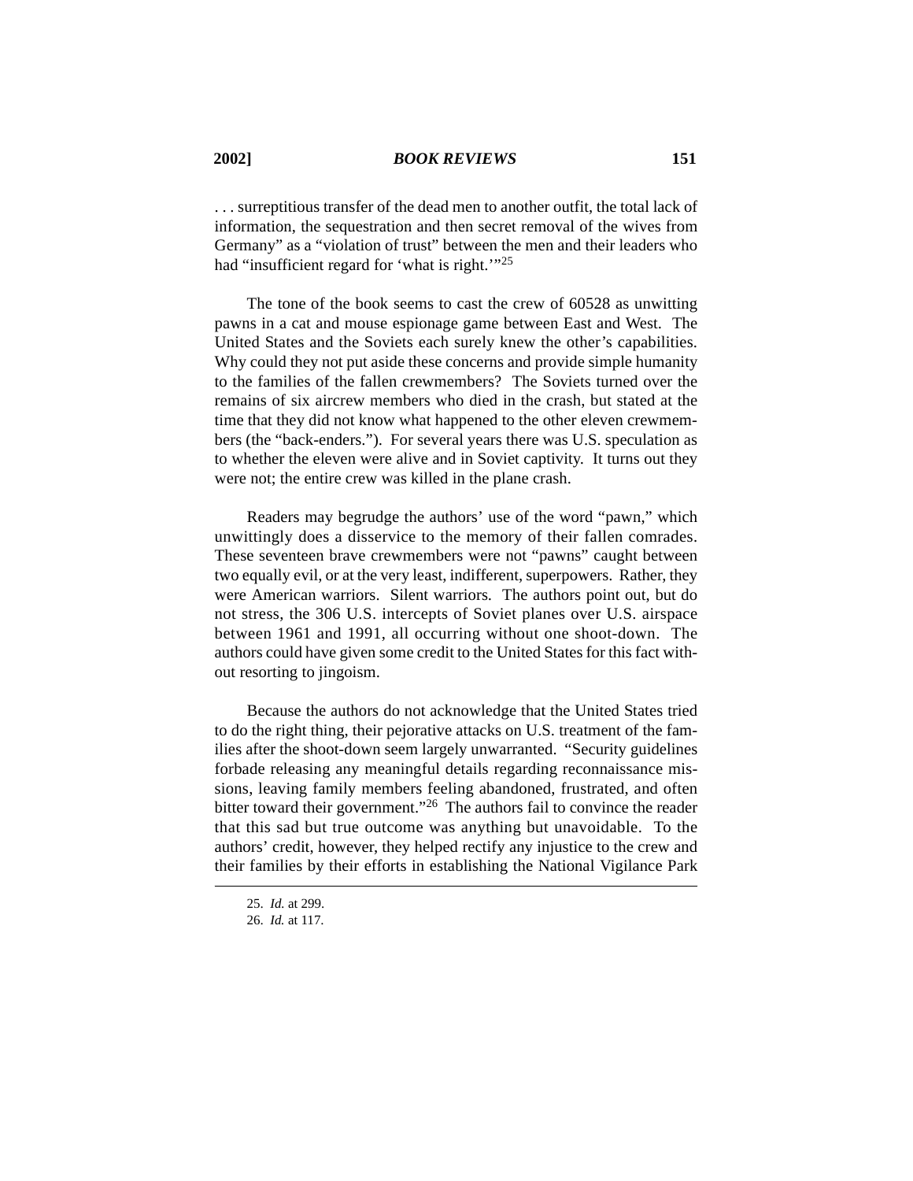. . . surreptitious transfer of the dead men to another outfit, the total lack of information, the sequestration and then secret removal of the wives from Germany" as a "violation of trust" between the men and their leaders who had "insufficient regard for 'what is right.'"[25]

The tone of the book seems to cast the crew of 60528 as unwitting pawns in a cat and mouse espionage game between East and West. The United States and the Soviets each surely knew the other's capabilities. Why could they not put aside these concerns and provide simple humanity to the families of the fallen crewmembers? The Soviets turned over the remains of six aircrew members who died in the crash, but stated at the time that they did not know what happened to the other eleven crewmembers (the "back-enders."). For several years there was U.S. speculation as to whether the eleven were alive and in Soviet captivity. It turns out they were not; the entire crew was killed in the plane crash.

Readers may begrudge the authors' use of the word "pawn," which unwittingly does a disservice to the memory of their fallen comrades. These seventeen brave crewmembers were not "pawns" caught between two equally evil, or at the very least, indifferent, superpowers. Rather, they were American warriors. Silent warriors. The authors point out, but do not stress, the 306 U.S. intercepts of Soviet planes over U.S. airspace between 1961 and 1991, all occurring without one shoot-down. The authors could have given some credit to the United States for this fact without resorting to jingoism.

Because the authors do not acknowledge that the United States tried to do the right thing, their pejorative attacks on U.S. treatment of the families after the shoot-down seem largely unwarranted. "Security guidelines forbade releasing any meaningful details regarding reconnaissance missions, leaving family members feeling abandoned, frustrated, and often bitter toward their government."[26] The authors fail to convince the reader that this sad but true outcome was anything but unavoidable. To the authors' credit, however, they helped rectify any injustice to the crew and their families by their efforts in establishing the National Vigilance Park

25. *Id.* at 299.

26. *Id.* at 117.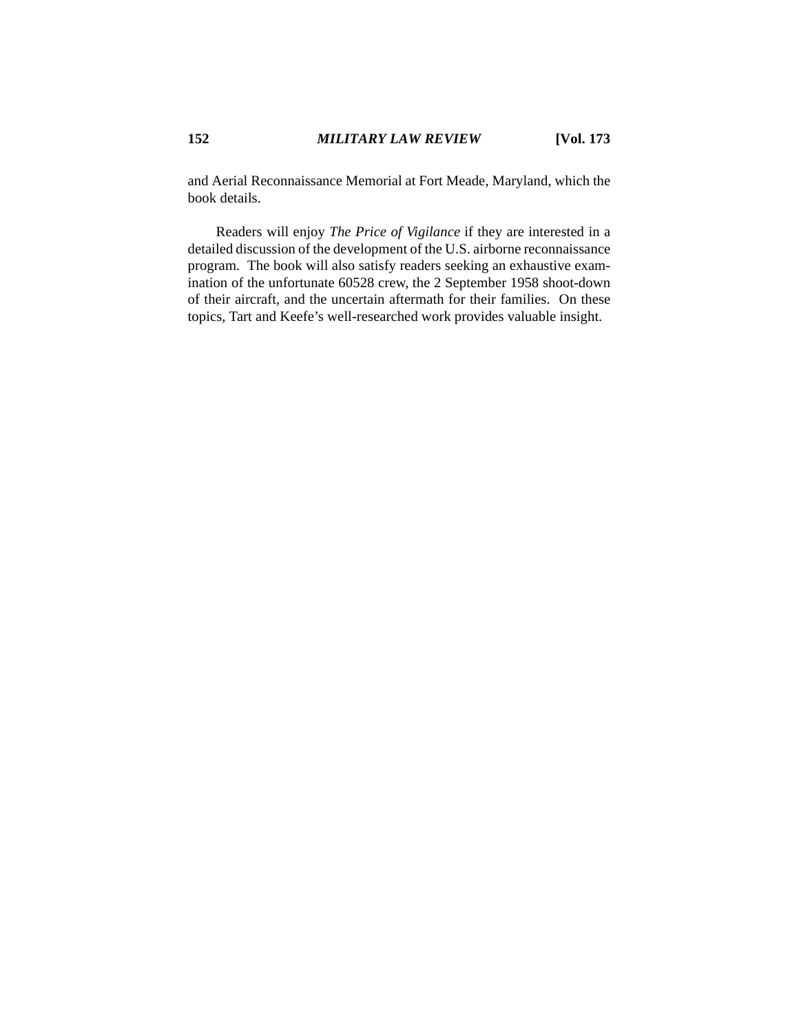and Aerial Reconnaissance Memorial at Fort Meade, Maryland, which the book details.

Readers will enjoy *The Price of Vigilance* if they are interested in a detailed discussion of the development of the U.S. airborne reconnaissance program. The book will also satisfy readers seeking an exhaustive examination of the unfortunate 60528 crew, the 2 September 1958 shoot-down of their aircraft, and the uncertain aftermath for their families. On these topics, Tart and Keefe's well-researched work provides valuable insight.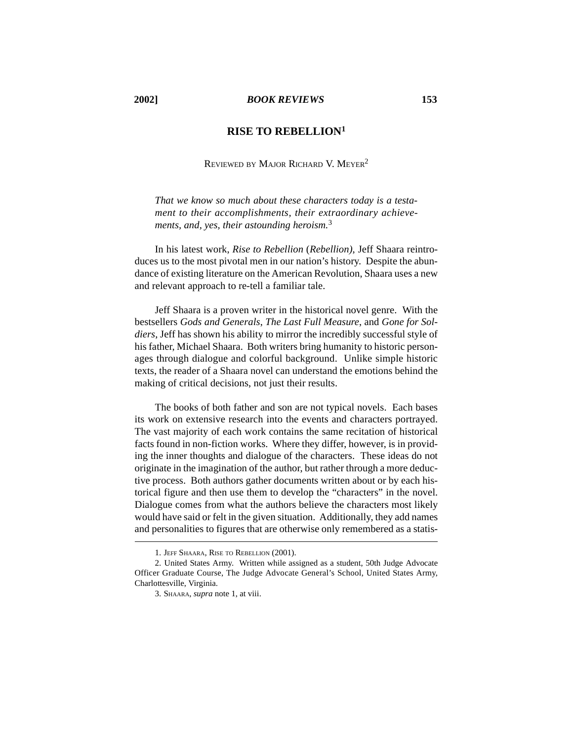## RISE TO REBELLION[1]

REVIEWED BY MAJOR RICHARD V. MEYER[2]

> *That we know so much about these characters today is a testament to their accomplishments, their extraordinary achievements, and, yes, their astounding heroism.*[3]

In his latest work, *Rise to Rebellion* (*Rebellion)*, Jeff Shaara reintroduces us to the most pivotal men in our nation's history. Despite the abundance of existing literature on the American Revolution, Shaara uses a new and relevant approach to re-tell a familiar tale.

Jeff Shaara is a proven writer in the historical novel genre. With the bestsellers *Gods and Generals*, *The Last Full Measure*, and *Gone for Soldiers*, Jeff has shown his ability to mirror the incredibly successful style of his father, Michael Shaara. Both writers bring humanity to historic personages through dialogue and colorful background. Unlike simple historic texts, the reader of a Shaara novel can understand the emotions behind the making of critical decisions, not just their results.

The books of both father and son are not typical novels. Each bases its work on extensive research into the events and characters portrayed. The vast majority of each work contains the same recitation of historical facts found in non-fiction works. Where they differ, however, is in providing the inner thoughts and dialogue of the characters. These ideas do not originate in the imagination of the author, but rather through a more deductive process. Both authors gather documents written about or by each historical figure and then use them to develop the "characters" in the novel. Dialogue comes from what the authors believe the characters most likely would have said or felt in the given situation. Additionally, they add names and personalities to figures that are otherwise only remembered as a statis-

---

1. JEFF SHAARA, RISE TO REBELLION (2001).

2. United States Army. Written while assigned as a student, 50th Judge Advocate Officer Graduate Course, The Judge Advocate General's School, United States Army, Charlottesville, Virginia.

3. SHAARA, *supra* note 1, at viii.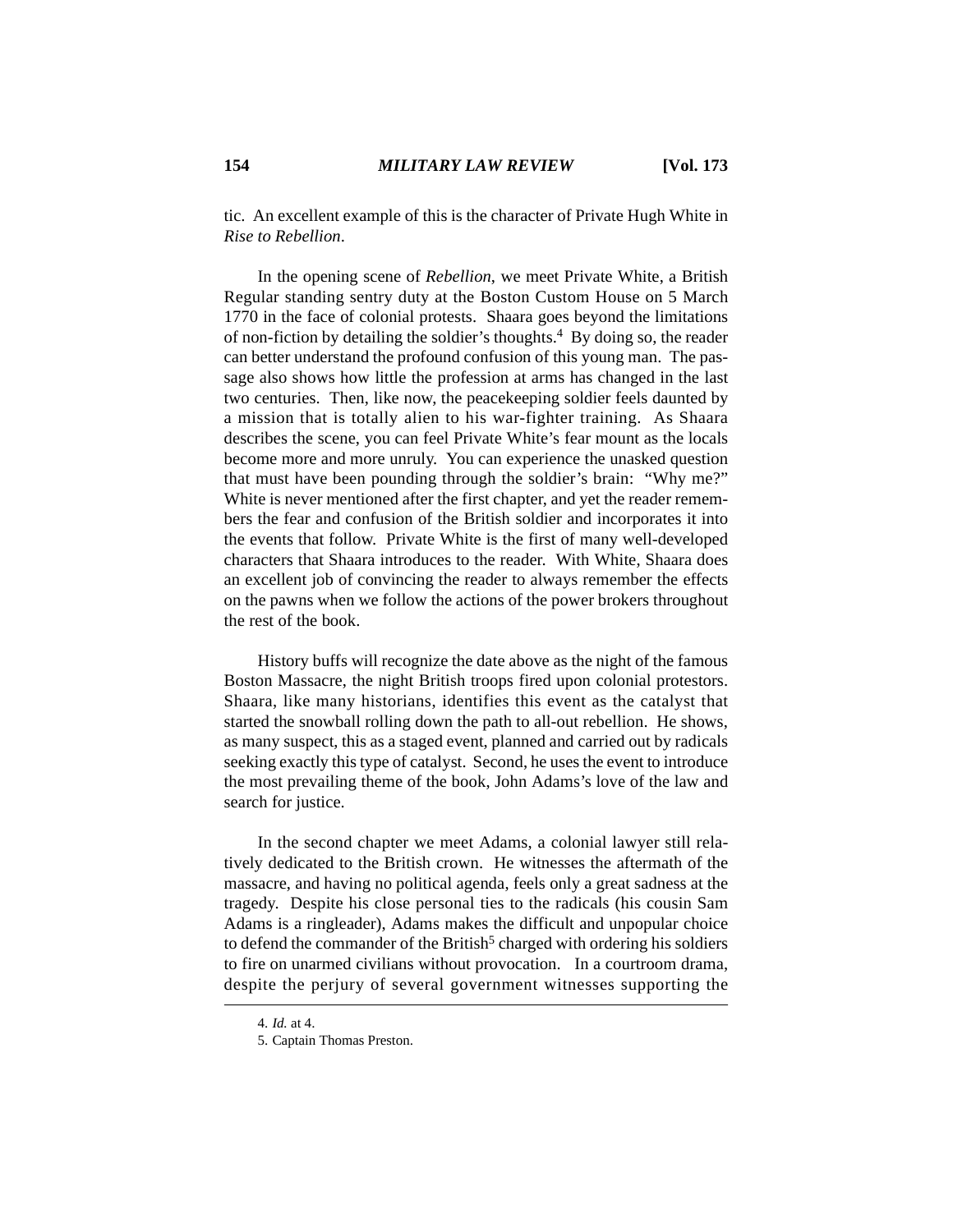tic. An excellent example of this is the character of Private Hugh White in *Rise to Rebellion*.

In the opening scene of *Rebellion*, we meet Private White, a British Regular standing sentry duty at the Boston Custom House on 5 March 1770 in the face of colonial protests. Shaara goes beyond the limitations of non-fiction by detailing the soldier's thoughts.[4] By doing so, the reader can better understand the profound confusion of this young man. The passage also shows how little the profession at arms has changed in the last two centuries. Then, like now, the peacekeeping soldier feels daunted by a mission that is totally alien to his war-fighter training. As Shaara describes the scene, you can feel Private White's fear mount as the locals become more and more unruly. You can experience the unasked question that must have been pounding through the soldier's brain: "Why me?" White is never mentioned after the first chapter, and yet the reader remembers the fear and confusion of the British soldier and incorporates it into the events that follow. Private White is the first of many well-developed characters that Shaara introduces to the reader. With White, Shaara does an excellent job of convincing the reader to always remember the effects on the pawns when we follow the actions of the power brokers throughout the rest of the book.

History buffs will recognize the date above as the night of the famous Boston Massacre, the night British troops fired upon colonial protestors. Shaara, like many historians, identifies this event as the catalyst that started the snowball rolling down the path to all-out rebellion. He shows, as many suspect, this as a staged event, planned and carried out by radicals seeking exactly this type of catalyst. Second, he uses the event to introduce the most prevailing theme of the book, John Adams's love of the law and search for justice.

In the second chapter we meet Adams, a colonial lawyer still relatively dedicated to the British crown. He witnesses the aftermath of the massacre, and having no political agenda, feels only a great sadness at the tragedy. Despite his close personal ties to the radicals (his cousin Sam Adams is a ringleader), Adams makes the difficult and unpopular choice to defend the commander of the British[5] charged with ordering his soldiers to fire on unarmed civilians without provocation. In a courtroom drama, despite the perjury of several government witnesses supporting the

4. *Id.* at 4.

5. Captain Thomas Preston.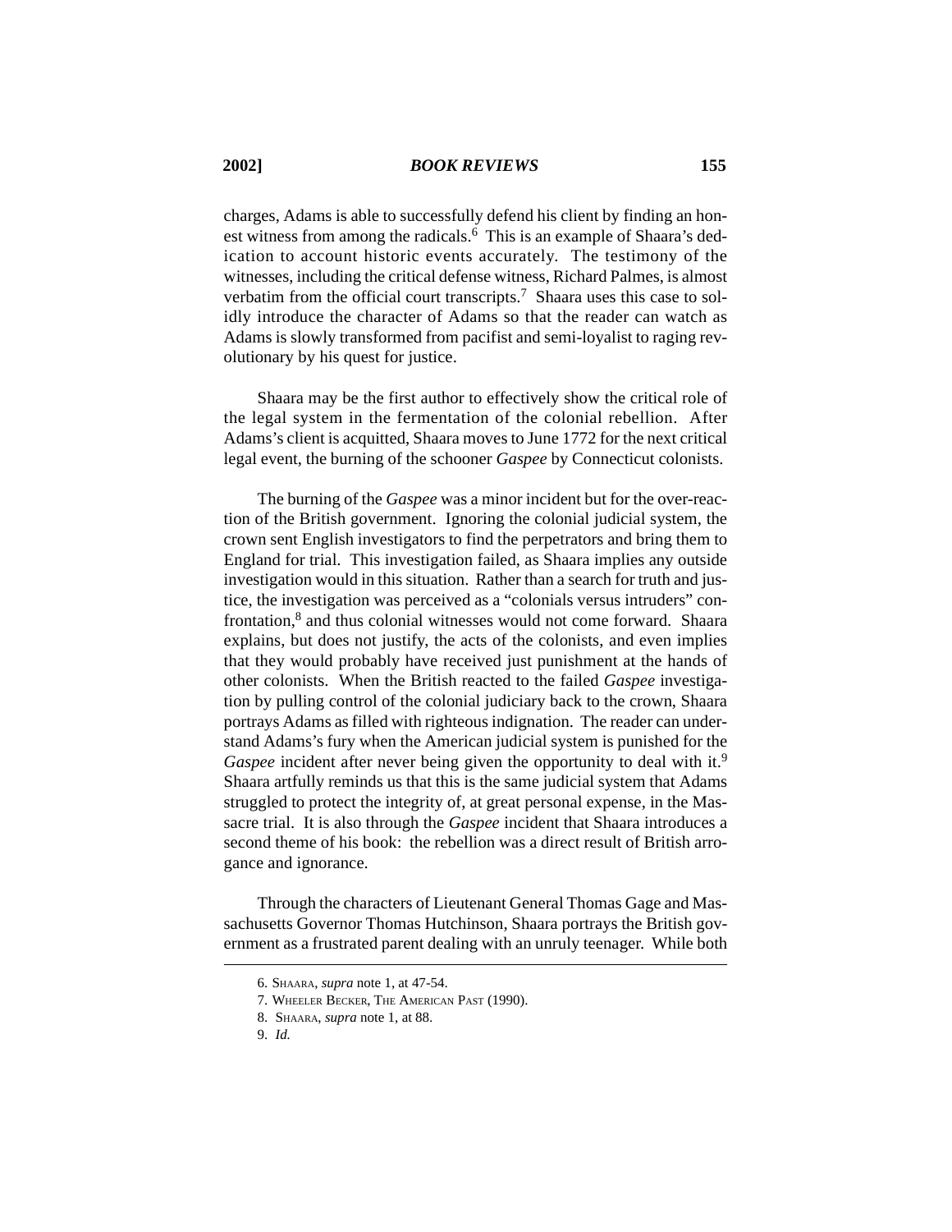charges, Adams is able to successfully defend his client by finding an honest witness from among the radicals.[6] This is an example of Shaara's dedication to account historic events accurately. The testimony of the witnesses, including the critical defense witness, Richard Palmes, is almost verbatim from the official court transcripts.[7] Shaara uses this case to solidly introduce the character of Adams so that the reader can watch as Adams is slowly transformed from pacifist and semi-loyalist to raging revolutionary by his quest for justice.

Shaara may be the first author to effectively show the critical role of the legal system in the fermentation of the colonial rebellion. After Adams's client is acquitted, Shaara moves to June 1772 for the next critical legal event, the burning of the schooner *Gaspee* by Connecticut colonists.

The burning of the *Gaspee* was a minor incident but for the over-reaction of the British government. Ignoring the colonial judicial system, the crown sent English investigators to find the perpetrators and bring them to England for trial. This investigation failed, as Shaara implies any outside investigation would in this situation. Rather than a search for truth and justice, the investigation was perceived as a "colonials versus intruders" confrontation,[8] and thus colonial witnesses would not come forward. Shaara explains, but does not justify, the acts of the colonists, and even implies that they would probably have received just punishment at the hands of other colonists. When the British reacted to the failed *Gaspee* investigation by pulling control of the colonial judiciary back to the crown, Shaara portrays Adams as filled with righteous indignation. The reader can understand Adams's fury when the American judicial system is punished for the *Gaspee* incident after never being given the opportunity to deal with it.[9] Shaara artfully reminds us that this is the same judicial system that Adams struggled to protect the integrity of, at great personal expense, in the Massacre trial. It is also through the *Gaspee* incident that Shaara introduces a second theme of his book: the rebellion was a direct result of British arrogance and ignorance.

Through the characters of Lieutenant General Thomas Gage and Massachusetts Governor Thomas Hutchinson, Shaara portrays the British government as a frustrated parent dealing with an unruly teenager. While both

---

6. SHAARA, *supra* note 1, at 47-54.

7. WHEELER BECKER, THE AMERICAN PAST (1990).

8. SHAARA, *supra* note 1, at 88.

9. *Id.*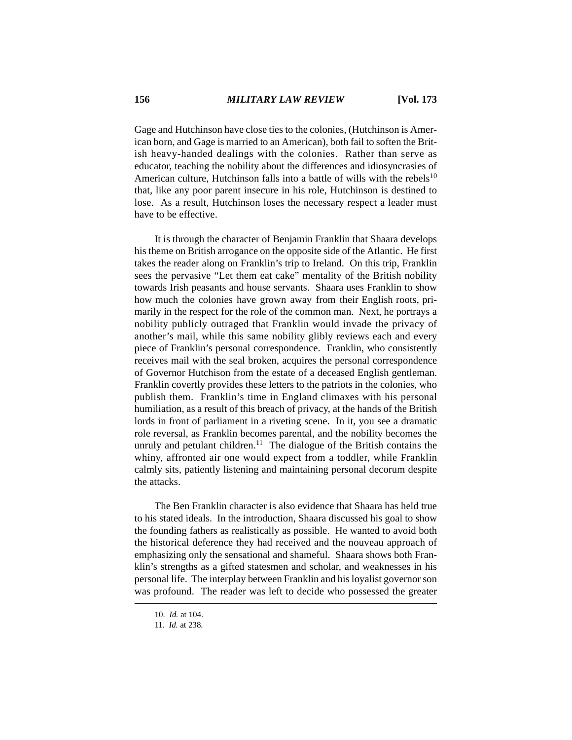Gage and Hutchinson have close ties to the colonies, (Hutchinson is American born, and Gage is married to an American), both fail to soften the British heavy-handed dealings with the colonies. Rather than serve as educator, teaching the nobility about the differences and idiosyncrasies of American culture, Hutchinson falls into a battle of wills with the rebels[10] that, like any poor parent insecure in his role, Hutchinson is destined to lose. As a result, Hutchinson loses the necessary respect a leader must have to be effective.

It is through the character of Benjamin Franklin that Shaara develops his theme on British arrogance on the opposite side of the Atlantic. He first takes the reader along on Franklin's trip to Ireland. On this trip, Franklin sees the pervasive "Let them eat cake" mentality of the British nobility towards Irish peasants and house servants. Shaara uses Franklin to show how much the colonies have grown away from their English roots, primarily in the respect for the role of the common man. Next, he portrays a nobility publicly outraged that Franklin would invade the privacy of another's mail, while this same nobility glibly reviews each and every piece of Franklin's personal correspondence. Franklin, who consistently receives mail with the seal broken, acquires the personal correspondence of Governor Hutchison from the estate of a deceased English gentleman. Franklin covertly provides these letters to the patriots in the colonies, who publish them. Franklin's time in England climaxes with his personal humiliation, as a result of this breach of privacy, at the hands of the British lords in front of parliament in a riveting scene. In it, you see a dramatic role reversal, as Franklin becomes parental, and the nobility becomes the unruly and petulant children.[11] The dialogue of the British contains the whiny, affronted air one would expect from a toddler, while Franklin calmly sits, patiently listening and maintaining personal decorum despite the attacks.

The Ben Franklin character is also evidence that Shaara has held true to his stated ideals. In the introduction, Shaara discussed his goal to show the founding fathers as realistically as possible. He wanted to avoid both the historical deference they had received and the nouveau approach of emphasizing only the sensational and shameful. Shaara shows both Franklin's strengths as a gifted statesmen and scholar, and weaknesses in his personal life. The interplay between Franklin and his loyalist governor son was profound. The reader was left to decide who possessed the greater

---

10. *Id.* at 104.

11. *Id.* at 238.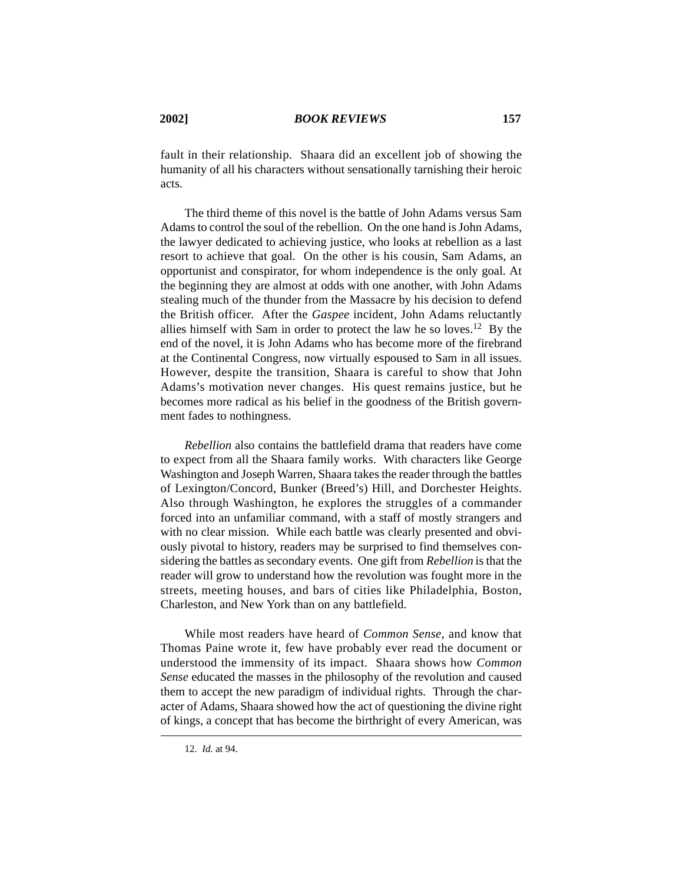fault in their relationship. Shaara did an excellent job of showing the humanity of all his characters without sensationally tarnishing their heroic acts.

The third theme of this novel is the battle of John Adams versus Sam Adams to control the soul of the rebellion. On the one hand is John Adams, the lawyer dedicated to achieving justice, who looks at rebellion as a last resort to achieve that goal. On the other is his cousin, Sam Adams, an opportunist and conspirator, for whom independence is the only goal. At the beginning they are almost at odds with one another, with John Adams stealing much of the thunder from the Massacre by his decision to defend the British officer. After the *Gaspee* incident, John Adams reluctantly allies himself with Sam in order to protect the law he so loves.[12] By the end of the novel, it is John Adams who has become more of the firebrand at the Continental Congress, now virtually espoused to Sam in all issues. However, despite the transition, Shaara is careful to show that John Adams's motivation never changes. His quest remains justice, but he becomes more radical as his belief in the goodness of the British government fades to nothingness.

*Rebellion* also contains the battlefield drama that readers have come to expect from all the Shaara family works. With characters like George Washington and Joseph Warren, Shaara takes the reader through the battles of Lexington/Concord, Bunker (Breed's) Hill, and Dorchester Heights. Also through Washington, he explores the struggles of a commander forced into an unfamiliar command, with a staff of mostly strangers and with no clear mission. While each battle was clearly presented and obviously pivotal to history, readers may be surprised to find themselves considering the battles as secondary events. One gift from *Rebellion* is that the reader will grow to understand how the revolution was fought more in the streets, meeting houses, and bars of cities like Philadelphia, Boston, Charleston, and New York than on any battlefield.

While most readers have heard of *Common Sense*, and know that Thomas Paine wrote it, few have probably ever read the document or understood the immensity of its impact. Shaara shows how *Common Sense* educated the masses in the philosophy of the revolution and caused them to accept the new paradigm of individual rights. Through the character of Adams, Shaara showed how the act of questioning the divine right of kings, a concept that has become the birthright of every American, was

---

12. *Id.* at 94.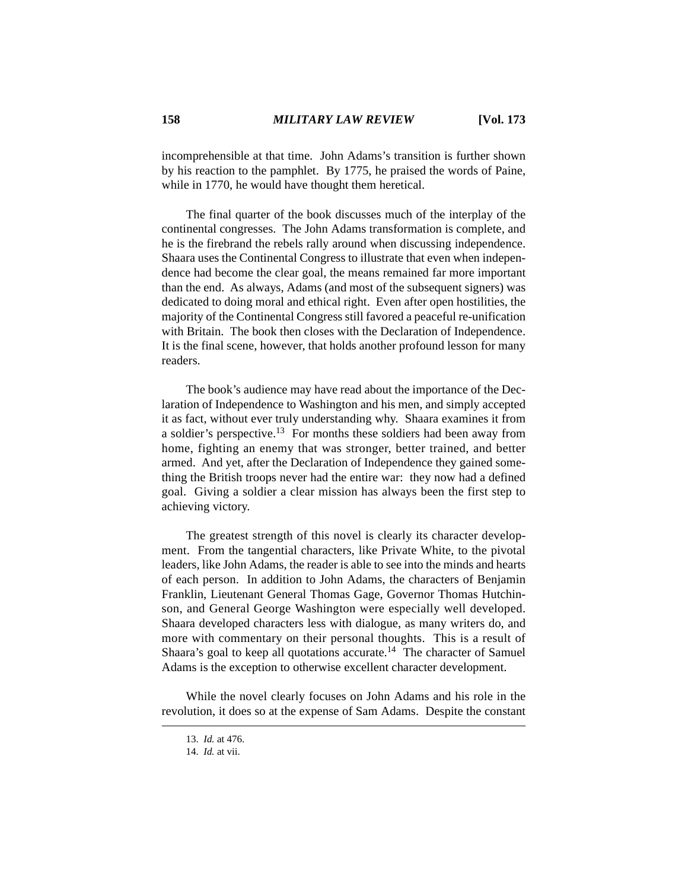incomprehensible at that time. John Adams's transition is further shown by his reaction to the pamphlet. By 1775, he praised the words of Paine, while in 1770, he would have thought them heretical.

The final quarter of the book discusses much of the interplay of the continental congresses. The John Adams transformation is complete, and he is the firebrand the rebels rally around when discussing independence. Shaara uses the Continental Congress to illustrate that even when independence had become the clear goal, the means remained far more important than the end. As always, Adams (and most of the subsequent signers) was dedicated to doing moral and ethical right. Even after open hostilities, the majority of the Continental Congress still favored a peaceful re-unification with Britain. The book then closes with the Declaration of Independence. It is the final scene, however, that holds another profound lesson for many readers.

The book's audience may have read about the importance of the Declaration of Independence to Washington and his men, and simply accepted it as fact, without ever truly understanding why. Shaara examines it from a soldier's perspective.[13] For months these soldiers had been away from home, fighting an enemy that was stronger, better trained, and better armed. And yet, after the Declaration of Independence they gained something the British troops never had the entire war: they now had a defined goal. Giving a soldier a clear mission has always been the first step to achieving victory.

The greatest strength of this novel is clearly its character development. From the tangential characters, like Private White, to the pivotal leaders, like John Adams, the reader is able to see into the minds and hearts of each person. In addition to John Adams, the characters of Benjamin Franklin, Lieutenant General Thomas Gage, Governor Thomas Hutchinson, and General George Washington were especially well developed. Shaara developed characters less with dialogue, as many writers do, and more with commentary on their personal thoughts. This is a result of Shaara's goal to keep all quotations accurate.[14] The character of Samuel Adams is the exception to otherwise excellent character development.

While the novel clearly focuses on John Adams and his role in the revolution, it does so at the expense of Sam Adams. Despite the constant

13. *Id.* at 476.

14. *Id.* at vii.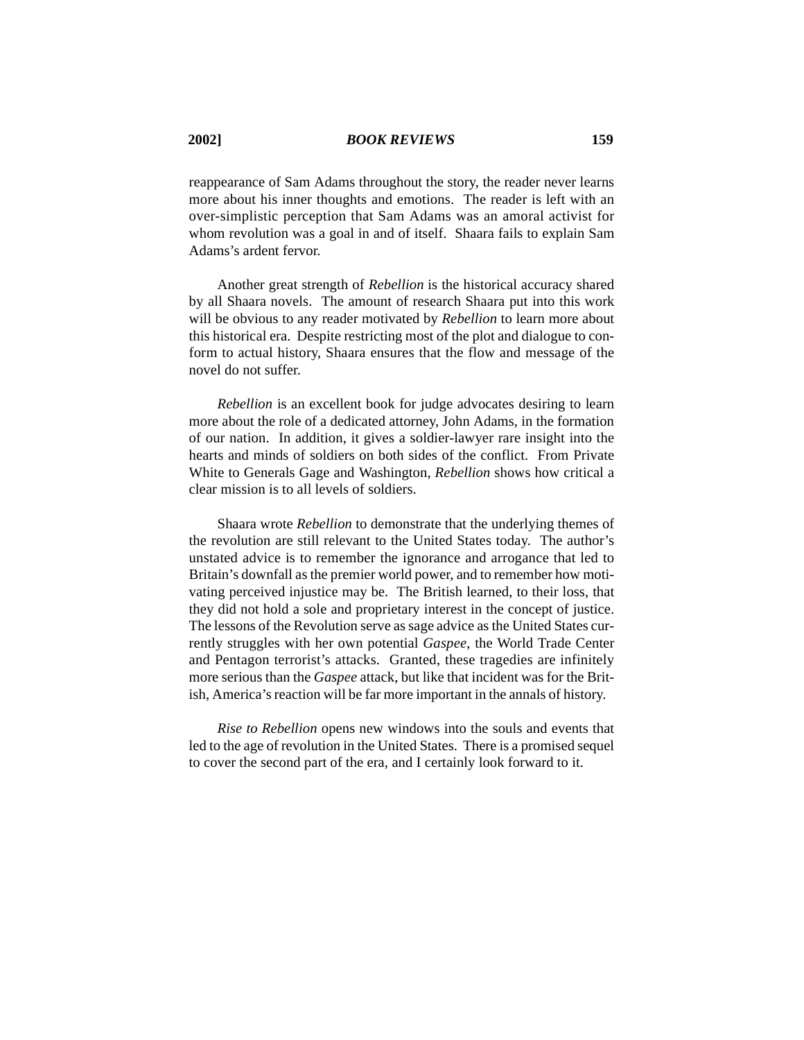reappearance of Sam Adams throughout the story, the reader never learns more about his inner thoughts and emotions. The reader is left with an over-simplistic perception that Sam Adams was an amoral activist for whom revolution was a goal in and of itself. Shaara fails to explain Sam Adams's ardent fervor.

Another great strength of *Rebellion* is the historical accuracy shared by all Shaara novels. The amount of research Shaara put into this work will be obvious to any reader motivated by *Rebellion* to learn more about this historical era. Despite restricting most of the plot and dialogue to conform to actual history, Shaara ensures that the flow and message of the novel do not suffer.

*Rebellion* is an excellent book for judge advocates desiring to learn more about the role of a dedicated attorney, John Adams, in the formation of our nation. In addition, it gives a soldier-lawyer rare insight into the hearts and minds of soldiers on both sides of the conflict. From Private White to Generals Gage and Washington, *Rebellion* shows how critical a clear mission is to all levels of soldiers.

Shaara wrote *Rebellion* to demonstrate that the underlying themes of the revolution are still relevant to the United States today. The author's unstated advice is to remember the ignorance and arrogance that led to Britain's downfall as the premier world power, and to remember how motivating perceived injustice may be. The British learned, to their loss, that they did not hold a sole and proprietary interest in the concept of justice. The lessons of the Revolution serve as sage advice as the United States currently struggles with her own potential *Gaspee*, the World Trade Center and Pentagon terrorist's attacks. Granted, these tragedies are infinitely more serious than the *Gaspee* attack, but like that incident was for the British, America's reaction will be far more important in the annals of history.

*Rise to Rebellion* opens new windows into the souls and events that led to the age of revolution in the United States. There is a promised sequel to cover the second part of the era, and I certainly look forward to it.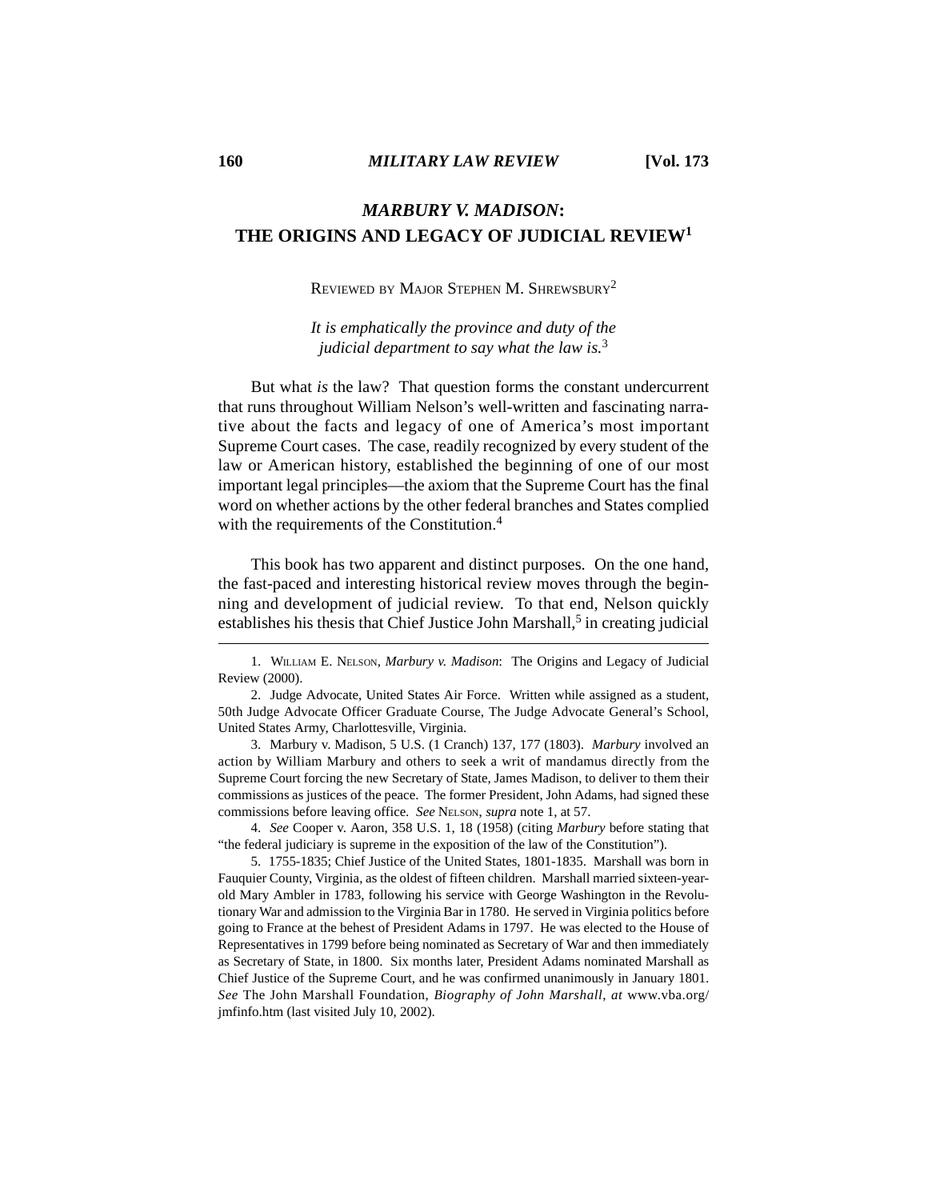# *MARBURY V. MADISON*: THE ORIGINS AND LEGACY OF JUDICIAL REVIEW[1]

REVIEWED BY MAJOR STEPHEN M. SHREWSBURY[2]

*It is emphatically the province and duty of the judicial department to say what the law is.*[3]

But what *is* the law? That question forms the constant undercurrent that runs throughout William Nelson's well-written and fascinating narrative about the facts and legacy of one of America's most important Supreme Court cases. The case, readily recognized by every student of the law or American history, established the beginning of one of our most important legal principles—the axiom that the Supreme Court has the final word on whether actions by the other federal branches and States complied with the requirements of the Constitution.[4]

This book has two apparent and distinct purposes. On the one hand, the fast-paced and interesting historical review moves through the beginning and development of judicial review. To that end, Nelson quickly establishes his thesis that Chief Justice John Marshall,[5] in creating judicial

---

1. WILLIAM E. NELSON, *Marbury v. Madison*: The Origins and Legacy of Judicial Review (2000).

2. Judge Advocate, United States Air Force. Written while assigned as a student, 50th Judge Advocate Officer Graduate Course, The Judge Advocate General's School, United States Army, Charlottesville, Virginia.

3. Marbury v. Madison, 5 U.S. (1 Cranch) 137, 177 (1803). *Marbury* involved an action by William Marbury and others to seek a writ of mandamus directly from the Supreme Court forcing the new Secretary of State, James Madison, to deliver to them their commissions as justices of the peace. The former President, John Adams, had signed these commissions before leaving office. *See* NELSON, *supra* note 1, at 57.

4. *See* Cooper v. Aaron, 358 U.S. 1, 18 (1958) (citing *Marbury* before stating that "the federal judiciary is supreme in the exposition of the law of the Constitution").

5. 1755-1835; Chief Justice of the United States, 1801-1835. Marshall was born in Fauquier County, Virginia, as the oldest of fifteen children. Marshall married sixteen-year-old Mary Ambler in 1783, following his service with George Washington in the Revolutionary War and admission to the Virginia Bar in 1780. He served in Virginia politics before going to France at the behest of President Adams in 1797. He was elected to the House of Representatives in 1799 before being nominated as Secretary of War and then immediately as Secretary of State, in 1800. Six months later, President Adams nominated Marshall as Chief Justice of the Supreme Court, and he was confirmed unanimously in January 1801. *See* The John Marshall Foundation, *Biography of John Marshall*, *at* www.vba.org/jmfinfo.htm (last visited July 10, 2002).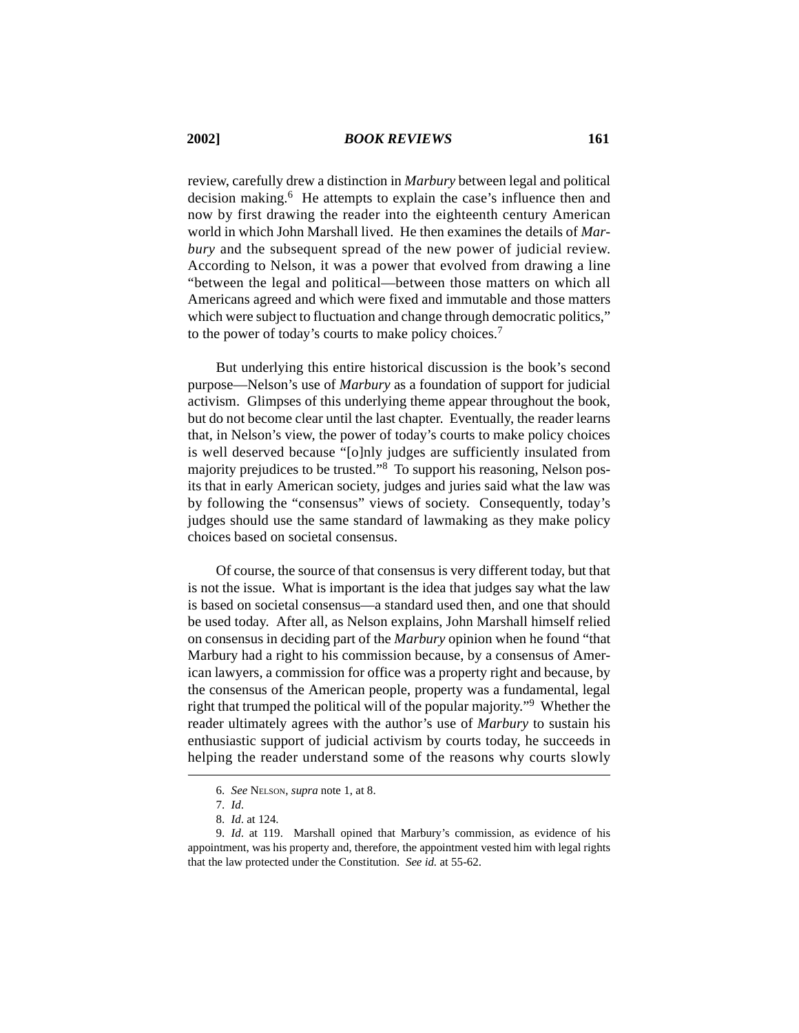review, carefully drew a distinction in *Marbury* between legal and political decision making.[6] He attempts to explain the case's influence then and now by first drawing the reader into the eighteenth century American world in which John Marshall lived. He then examines the details of *Marbury* and the subsequent spread of the new power of judicial review. According to Nelson, it was a power that evolved from drawing a line "between the legal and political—between those matters on which all Americans agreed and which were fixed and immutable and those matters which were subject to fluctuation and change through democratic politics," to the power of today's courts to make policy choices.[7]

But underlying this entire historical discussion is the book's second purpose—Nelson's use of *Marbury* as a foundation of support for judicial activism. Glimpses of this underlying theme appear throughout the book, but do not become clear until the last chapter. Eventually, the reader learns that, in Nelson's view, the power of today's courts to make policy choices is well deserved because "[o]nly judges are sufficiently insulated from majority prejudices to be trusted."[8] To support his reasoning, Nelson posits that in early American society, judges and juries said what the law was by following the "consensus" views of society. Consequently, today's judges should use the same standard of lawmaking as they make policy choices based on societal consensus.

Of course, the source of that consensus is very different today, but that is not the issue. What is important is the idea that judges say what the law is based on societal consensus—a standard used then, and one that should be used today. After all, as Nelson explains, John Marshall himself relied on consensus in deciding part of the *Marbury* opinion when he found "that Marbury had a right to his commission because, by a consensus of American lawyers, a commission for office was a property right and because, by the consensus of the American people, property was a fundamental, legal right that trumped the political will of the popular majority."[9] Whether the reader ultimately agrees with the author's use of *Marbury* to sustain his enthusiastic support of judicial activism by courts today, he succeeds in helping the reader understand some of the reasons why courts slowly

---

6. *See* NELSON, *supra* note 1, at 8.

7. *Id.*

8. *Id.* at 124.

9. *Id.* at 119. Marshall opined that Marbury's commission, as evidence of his appointment, was his property and, therefore, the appointment vested him with legal rights that the law protected under the Constitution. *See id.* at 55-62.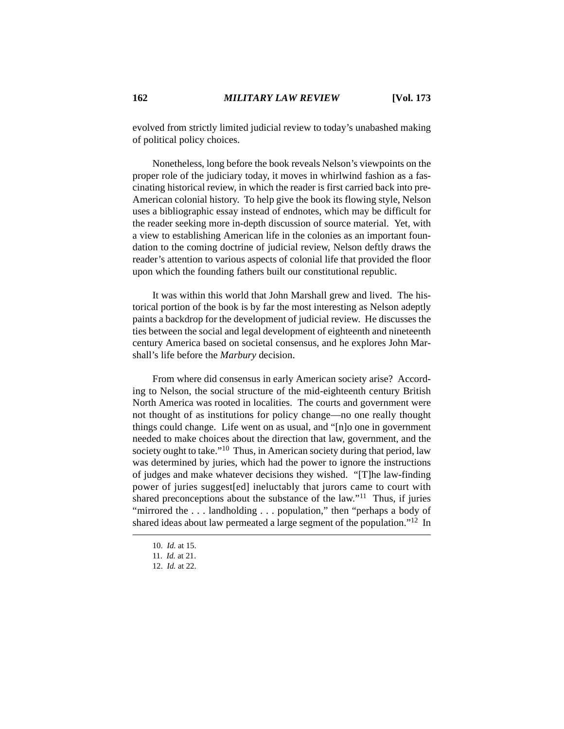evolved from strictly limited judicial review to today's unabashed making of political policy choices.

Nonetheless, long before the book reveals Nelson's viewpoints on the proper role of the judiciary today, it moves in whirlwind fashion as a fascinating historical review, in which the reader is first carried back into pre-American colonial history. To help give the book its flowing style, Nelson uses a bibliographic essay instead of endnotes, which may be difficult for the reader seeking more in-depth discussion of source material. Yet, with a view to establishing American life in the colonies as an important foundation to the coming doctrine of judicial review, Nelson deftly draws the reader's attention to various aspects of colonial life that provided the floor upon which the founding fathers built our constitutional republic.

It was within this world that John Marshall grew and lived. The historical portion of the book is by far the most interesting as Nelson adeptly paints a backdrop for the development of judicial review. He discusses the ties between the social and legal development of eighteenth and nineteenth century America based on societal consensus, and he explores John Marshall's life before the *Marbury* decision.

From where did consensus in early American society arise? According to Nelson, the social structure of the mid-eighteenth century British North America was rooted in localities. The courts and government were not thought of as institutions for policy change—no one really thought things could change. Life went on as usual, and "[n]o one in government needed to make choices about the direction that law, government, and the society ought to take."[10] Thus, in American society during that period, law was determined by juries, which had the power to ignore the instructions of judges and make whatever decisions they wished. "[T]he law-finding power of juries suggest[ed] ineluctably that jurors came to court with shared preconceptions about the substance of the law."[11] Thus, if juries "mirrored the . . . landholding . . . population," then "perhaps a body of shared ideas about law permeated a large segment of the population."[12] In

---

10. *Id.* at 15.
11. *Id.* at 21.
12. *Id.* at 22.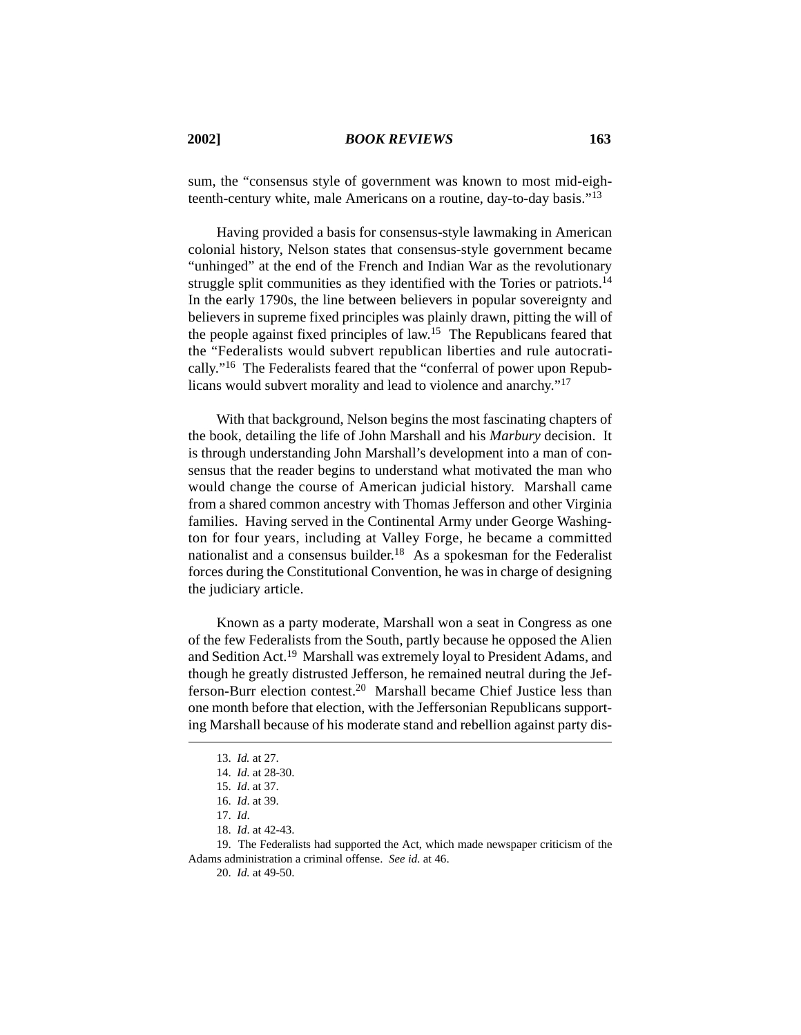sum, the "consensus style of government was known to most mid-eighteenth-century white, male Americans on a routine, day-to-day basis."[13]

Having provided a basis for consensus-style lawmaking in American colonial history, Nelson states that consensus-style government became "unhinged" at the end of the French and Indian War as the revolutionary struggle split communities as they identified with the Tories or patriots.[14] In the early 1790s, the line between believers in popular sovereignty and believers in supreme fixed principles was plainly drawn, pitting the will of the people against fixed principles of law.[15] The Republicans feared that the "Federalists would subvert republican liberties and rule autocratically."[16] The Federalists feared that the "conferral of power upon Republicans would subvert morality and lead to violence and anarchy."[17]

With that background, Nelson begins the most fascinating chapters of the book, detailing the life of John Marshall and his *Marbury* decision. It is through understanding John Marshall's development into a man of consensus that the reader begins to understand what motivated the man who would change the course of American judicial history. Marshall came from a shared common ancestry with Thomas Jefferson and other Virginia families. Having served in the Continental Army under George Washington for four years, including at Valley Forge, he became a committed nationalist and a consensus builder.[18] As a spokesman for the Federalist forces during the Constitutional Convention, he was in charge of designing the judiciary article.

Known as a party moderate, Marshall won a seat in Congress as one of the few Federalists from the South, partly because he opposed the Alien and Sedition Act.[19] Marshall was extremely loyal to President Adams, and though he greatly distrusted Jefferson, he remained neutral during the Jefferson-Burr election contest.[20] Marshall became Chief Justice less than one month before that election, with the Jeffersonian Republicans supporting Marshall because of his moderate stand and rebellion against party dis-

---

13. *Id.* at 27.

14. *Id.* at 28-30.

15. *Id*. at 37.

16. *Id*. at 39.

17. *Id*.

18. *Id*. at 42-43.

19. The Federalists had supported the Act, which made newspaper criticism of the Adams administration a criminal offense. *See id.* at 46.

20. *Id.* at 49-50.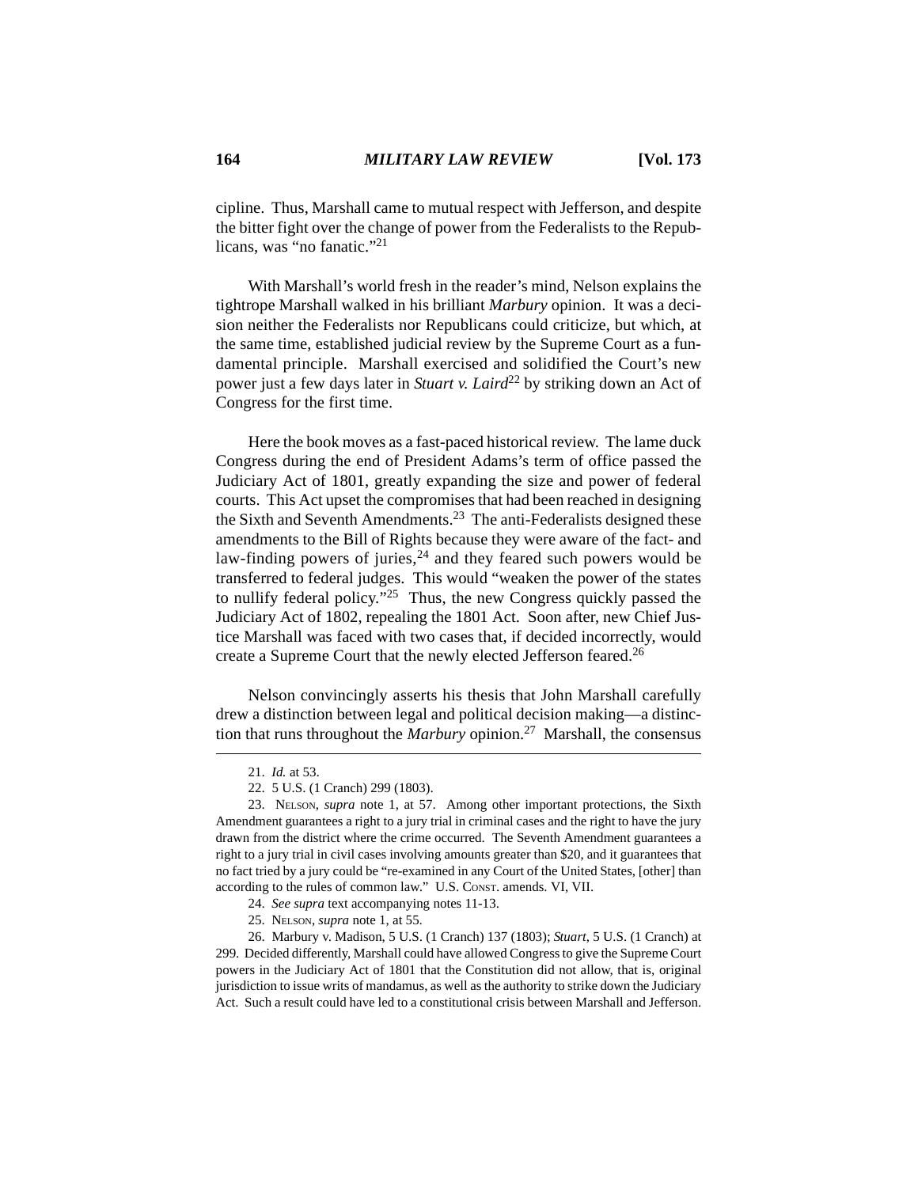cipline. Thus, Marshall came to mutual respect with Jefferson, and despite the bitter fight over the change of power from the Federalists to the Republicans, was "no fanatic."[21]

With Marshall's world fresh in the reader's mind, Nelson explains the tightrope Marshall walked in his brilliant *Marbury* opinion. It was a decision neither the Federalists nor Republicans could criticize, but which, at the same time, established judicial review by the Supreme Court as a fundamental principle. Marshall exercised and solidified the Court's new power just a few days later in *Stuart v. Laird*[22] by striking down an Act of Congress for the first time.

Here the book moves as a fast-paced historical review. The lame duck Congress during the end of President Adams's term of office passed the Judiciary Act of 1801, greatly expanding the size and power of federal courts. This Act upset the compromises that had been reached in designing the Sixth and Seventh Amendments.[23] The anti-Federalists designed these amendments to the Bill of Rights because they were aware of the fact- and law-finding powers of juries,[24] and they feared such powers would be transferred to federal judges. This would "weaken the power of the states to nullify federal policy."[25] Thus, the new Congress quickly passed the Judiciary Act of 1802, repealing the 1801 Act. Soon after, new Chief Justice Marshall was faced with two cases that, if decided incorrectly, would create a Supreme Court that the newly elected Jefferson feared.[26]

Nelson convincingly asserts his thesis that John Marshall carefully drew a distinction between legal and political decision making—a distinction that runs throughout the *Marbury* opinion.[27] Marshall, the consensus

---

21. *Id.* at 53.

22. 5 U.S. (1 Cranch) 299 (1803).

23. NELSON, *supra* note 1, at 57. Among other important protections, the Sixth Amendment guarantees a right to a jury trial in criminal cases and the right to have the jury drawn from the district where the crime occurred. The Seventh Amendment guarantees a right to a jury trial in civil cases involving amounts greater than $20, and it guarantees that no fact tried by a jury could be "re-examined in any Court of the United States, [other] than according to the rules of common law." U.S. CONST. amends. VI, VII.

24. *See supra* text accompanying notes 11-13.

25. NELSON, *supra* note 1, at 55.

26. Marbury v. Madison, 5 U.S. (1 Cranch) 137 (1803); *Stuart*, 5 U.S. (1 Cranch) at 299. Decided differently, Marshall could have allowed Congress to give the Supreme Court powers in the Judiciary Act of 1801 that the Constitution did not allow, that is, original jurisdiction to issue writs of mandamus, as well as the authority to strike down the Judiciary Act. Such a result could have led to a constitutional crisis between Marshall and Jefferson.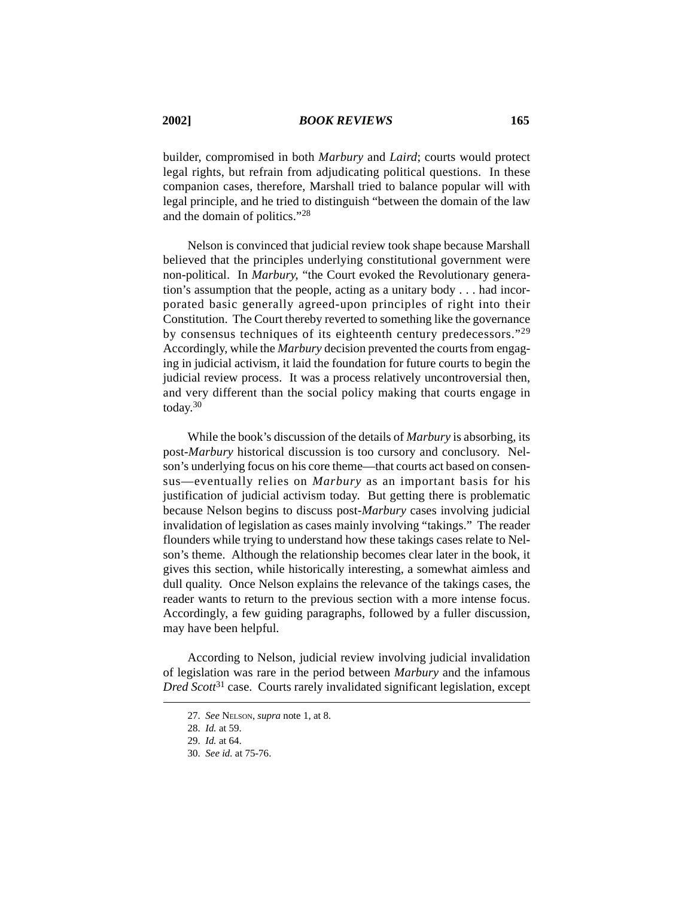builder, compromised in both *Marbury* and *Laird*; courts would protect legal rights, but refrain from adjudicating political questions. In these companion cases, therefore, Marshall tried to balance popular will with legal principle, and he tried to distinguish "between the domain of the law and the domain of politics."[28]

Nelson is convinced that judicial review took shape because Marshall believed that the principles underlying constitutional government were non-political. In *Marbury*, "the Court evoked the Revolutionary generation's assumption that the people, acting as a unitary body . . . had incorporated basic generally agreed-upon principles of right into their Constitution. The Court thereby reverted to something like the governance by consensus techniques of its eighteenth century predecessors."[29] Accordingly, while the *Marbury* decision prevented the courts from engaging in judicial activism, it laid the foundation for future courts to begin the judicial review process. It was a process relatively uncontroversial then, and very different than the social policy making that courts engage in today.[30]

While the book's discussion of the details of *Marbury* is absorbing, its post-*Marbury* historical discussion is too cursory and conclusory. Nelson's underlying focus on his core theme—that courts act based on consensus—eventually relies on *Marbury* as an important basis for his justification of judicial activism today. But getting there is problematic because Nelson begins to discuss post-*Marbury* cases involving judicial invalidation of legislation as cases mainly involving "takings." The reader flounders while trying to understand how these takings cases relate to Nelson's theme. Although the relationship becomes clear later in the book, it gives this section, while historically interesting, a somewhat aimless and dull quality. Once Nelson explains the relevance of the takings cases, the reader wants to return to the previous section with a more intense focus. Accordingly, a few guiding paragraphs, followed by a fuller discussion, may have been helpful.

According to Nelson, judicial review involving judicial invalidation of legislation was rare in the period between *Marbury* and the infamous *Dred Scott*[31] case. Courts rarely invalidated significant legislation, except

---

27. *See* NELSON, *supra* note 1, at 8.

28. *Id.* at 59.

29. *Id.* at 64.

30. *See id.* at 75-76.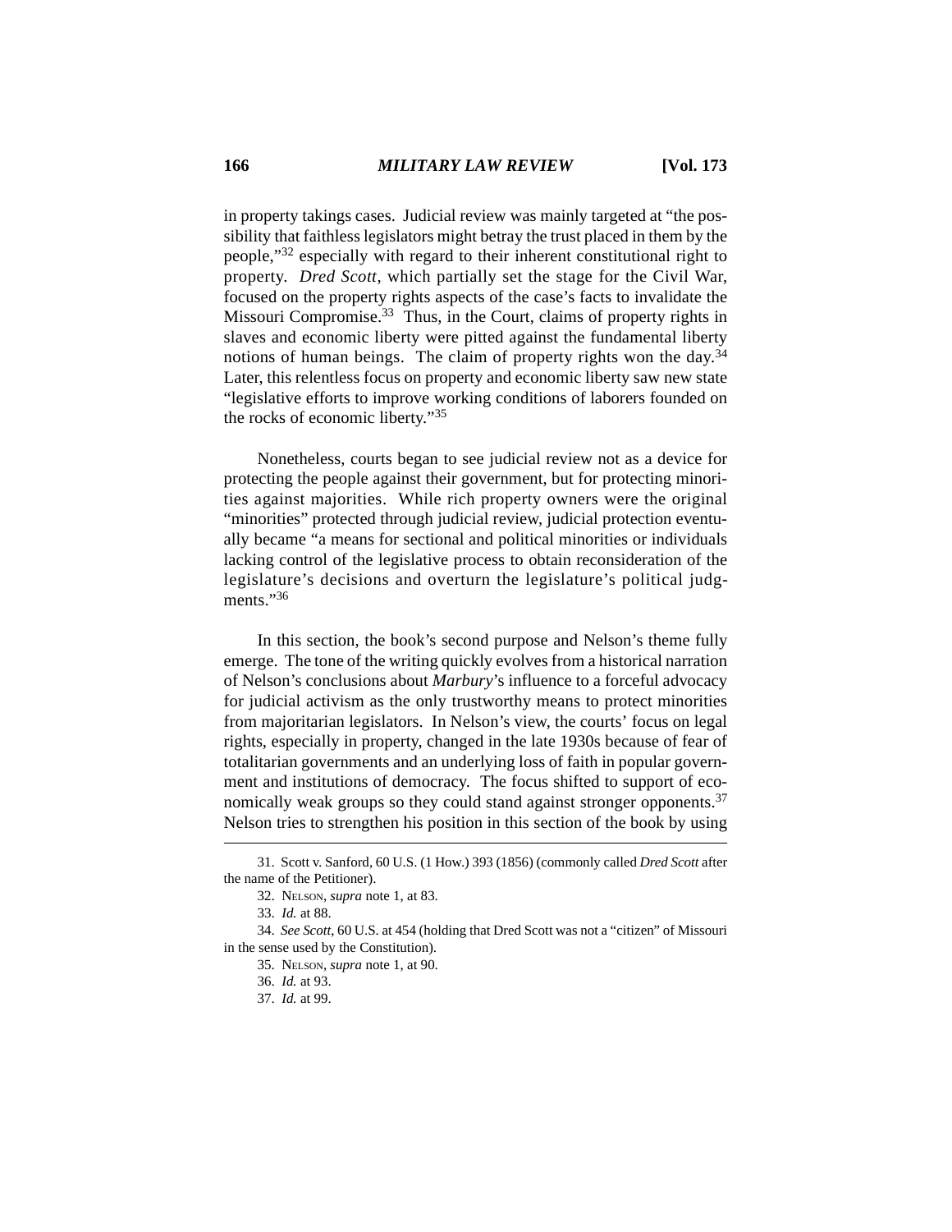in property takings cases. Judicial review was mainly targeted at "the possibility that faithless legislators might betray the trust placed in them by the people,"[32] especially with regard to their inherent constitutional right to property. *Dred Scott*, which partially set the stage for the Civil War, focused on the property rights aspects of the case's facts to invalidate the Missouri Compromise.[33] Thus, in the Court, claims of property rights in slaves and economic liberty were pitted against the fundamental liberty notions of human beings. The claim of property rights won the day.[34] Later, this relentless focus on property and economic liberty saw new state "legislative efforts to improve working conditions of laborers founded on the rocks of economic liberty."[35]

Nonetheless, courts began to see judicial review not as a device for protecting the people against their government, but for protecting minorities against majorities. While rich property owners were the original "minorities" protected through judicial review, judicial protection eventually became "a means for sectional and political minorities or individuals lacking control of the legislative process to obtain reconsideration of the legislature's decisions and overturn the legislature's political judgments."[36]

In this section, the book's second purpose and Nelson's theme fully emerge. The tone of the writing quickly evolves from a historical narration of Nelson's conclusions about *Marbury*'s influence to a forceful advocacy for judicial activism as the only trustworthy means to protect minorities from majoritarian legislators. In Nelson's view, the courts' focus on legal rights, especially in property, changed in the late 1930s because of fear of totalitarian governments and an underlying loss of faith in popular government and institutions of democracy. The focus shifted to support of economically weak groups so they could stand against stronger opponents.[37] Nelson tries to strengthen his position in this section of the book by using

---

31. Scott v. Sanford, 60 U.S. (1 How.) 393 (1856) (commonly called *Dred Scott* after the name of the Petitioner).

32. NELSON, *supra* note 1, at 83.

33. *Id.* at 88.

34. *See Scott*, 60 U.S. at 454 (holding that Dred Scott was not a "citizen" of Missouri in the sense used by the Constitution).

35. NELSON, *supra* note 1, at 90.

36. *Id.* at 93.

37. *Id.* at 99.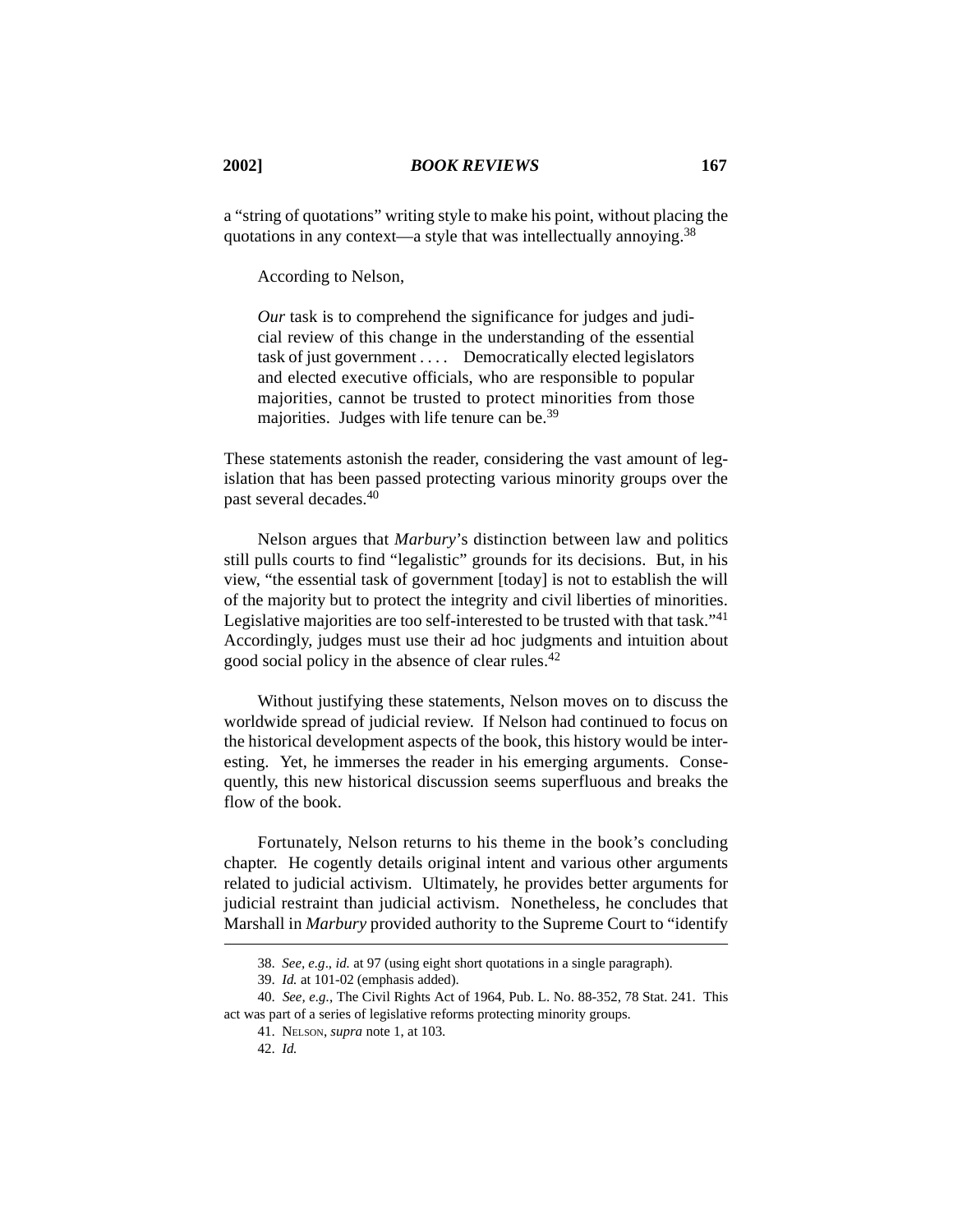a "string of quotations" writing style to make his point, without placing the quotations in any context—a style that was intellectually annoying.[38]

According to Nelson,

> *Our* task is to comprehend the significance for judges and judicial review of this change in the understanding of the essential task of just government . . . . Democratically elected legislators and elected executive officials, who are responsible to popular majorities, cannot be trusted to protect minorities from those majorities. Judges with life tenure can be.[39]

These statements astonish the reader, considering the vast amount of legislation that has been passed protecting various minority groups over the past several decades.[40]

Nelson argues that *Marbury*'s distinction between law and politics still pulls courts to find "legalistic" grounds for its decisions. But, in his view, "the essential task of government [today] is not to establish the will of the majority but to protect the integrity and civil liberties of minorities. Legislative majorities are too self-interested to be trusted with that task."[41] Accordingly, judges must use their ad hoc judgments and intuition about good social policy in the absence of clear rules.[42]

Without justifying these statements, Nelson moves on to discuss the worldwide spread of judicial review. If Nelson had continued to focus on the historical development aspects of the book, this history would be interesting. Yet, he immerses the reader in his emerging arguments. Consequently, this new historical discussion seems superfluous and breaks the flow of the book.

Fortunately, Nelson returns to his theme in the book's concluding chapter. He cogently details original intent and various other arguments related to judicial activism. Ultimately, he provides better arguments for judicial restraint than judicial activism. Nonetheless, he concludes that Marshall in *Marbury* provided authority to the Supreme Court to "identify

---

38. *See, e.g.*, *id.* at 97 (using eight short quotations in a single paragraph).

39. *Id.* at 101-02 (emphasis added).

40. *See, e.g.*, The Civil Rights Act of 1964, Pub. L. No. 88-352, 78 Stat. 241. This act was part of a series of legislative reforms protecting minority groups.

41. NELSON, *supra* note 1, at 103.

42. *Id.*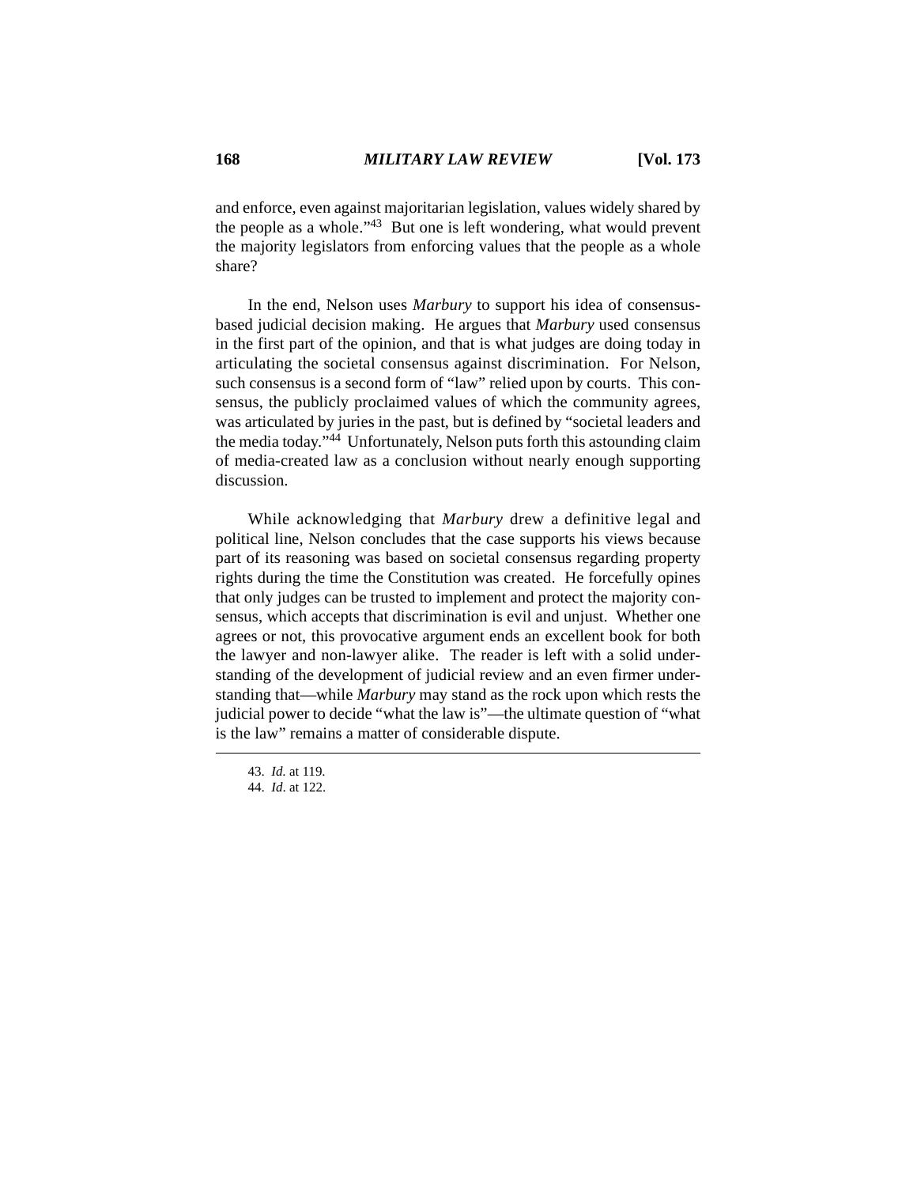and enforce, even against majoritarian legislation, values widely shared by the people as a whole."[43] But one is left wondering, what would prevent the majority legislators from enforcing values that the people as a whole share?

In the end, Nelson uses *Marbury* to support his idea of consensus-based judicial decision making. He argues that *Marbury* used consensus in the first part of the opinion, and that is what judges are doing today in articulating the societal consensus against discrimination. For Nelson, such consensus is a second form of "law" relied upon by courts. This consensus, the publicly proclaimed values of which the community agrees, was articulated by juries in the past, but is defined by "societal leaders and the media today."[44] Unfortunately, Nelson puts forth this astounding claim of media-created law as a conclusion without nearly enough supporting discussion.

While acknowledging that *Marbury* drew a definitive legal and political line, Nelson concludes that the case supports his views because part of its reasoning was based on societal consensus regarding property rights during the time the Constitution was created. He forcefully opines that only judges can be trusted to implement and protect the majority consensus, which accepts that discrimination is evil and unjust. Whether one agrees or not, this provocative argument ends an excellent book for both the lawyer and non-lawyer alike. The reader is left with a solid understanding of the development of judicial review and an even firmer understanding that—while *Marbury* may stand as the rock upon which rests the judicial power to decide "what the law is"—the ultimate question of "what is the law" remains a matter of considerable dispute.

---

43. *Id.* at 119.
44. *Id.* at 122.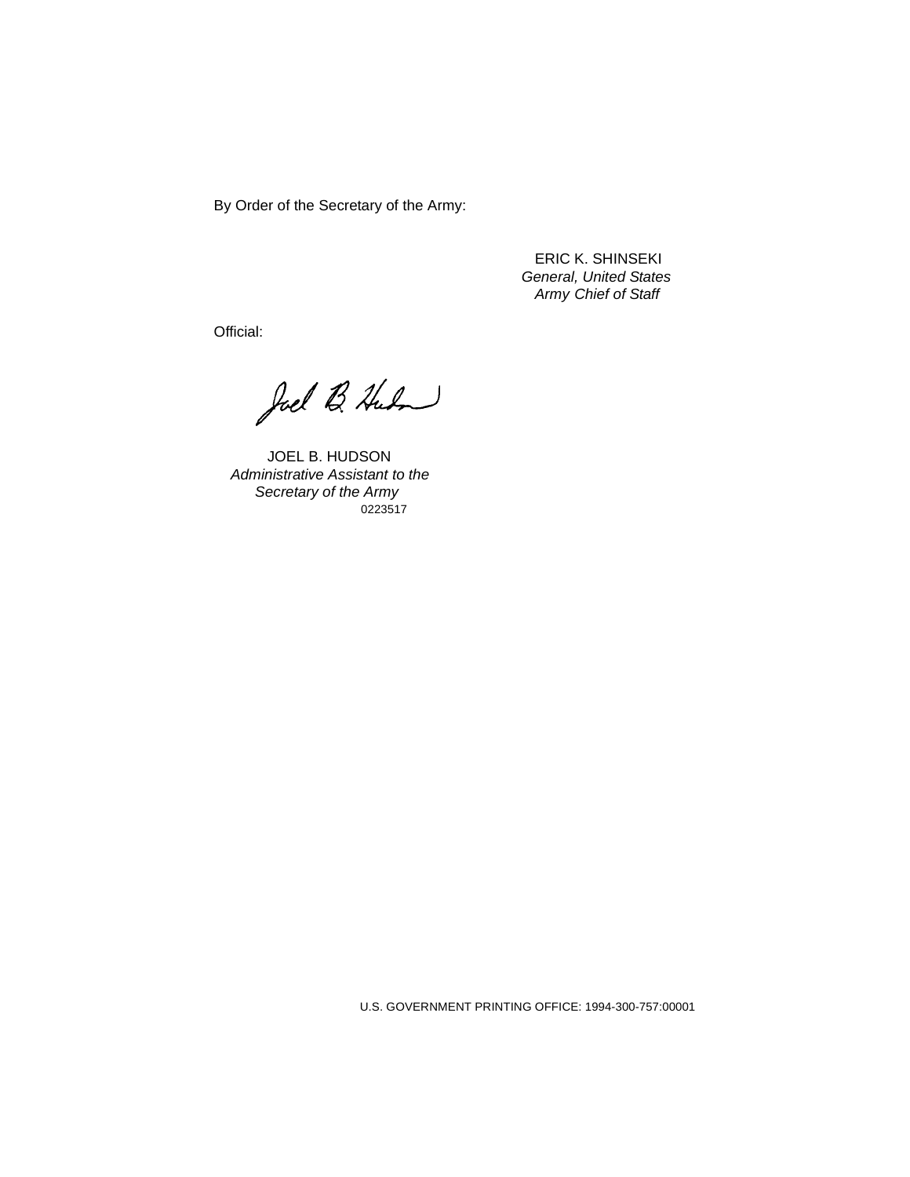By Order of the Secretary of the Army:

ERIC K. SHINSEKI
*General, United States Army Chief of Staff*

Official:

JOEL B. HUDSON
*Administrative Assistant to the Secretary of the Army*
0223517

U.S. GOVERNMENT PRINTING OFFICE: 1994-300-757:00001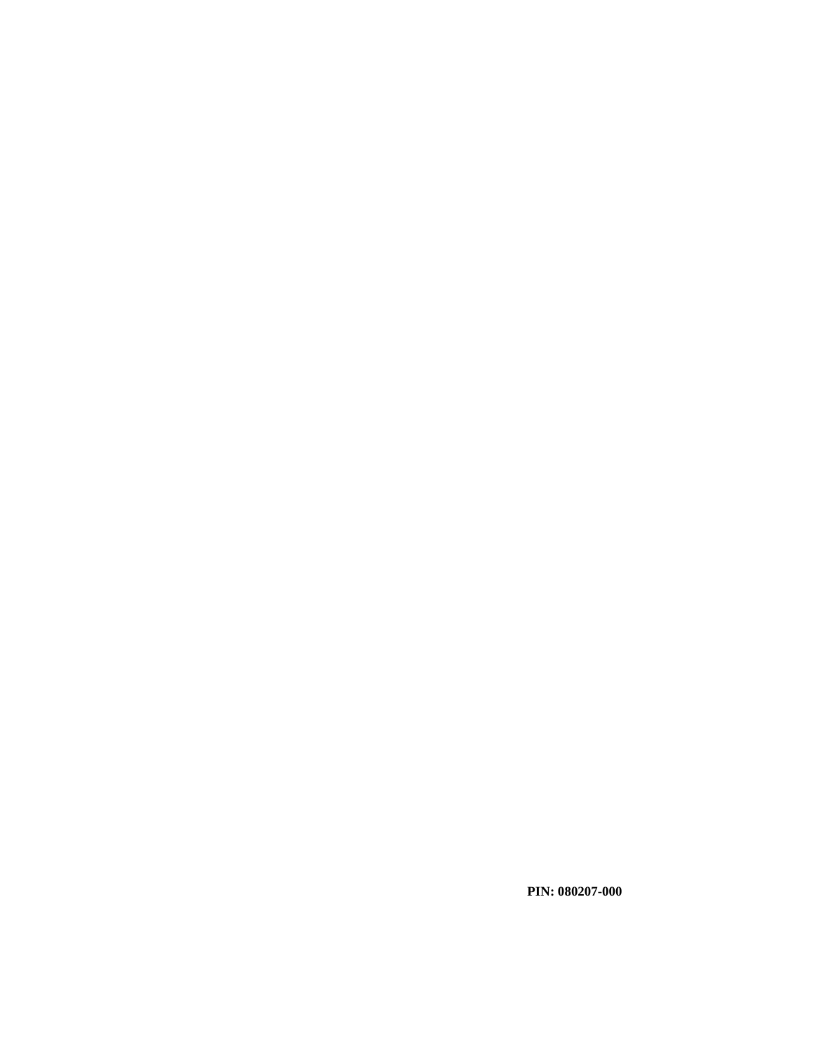**PIN: 080207-000**